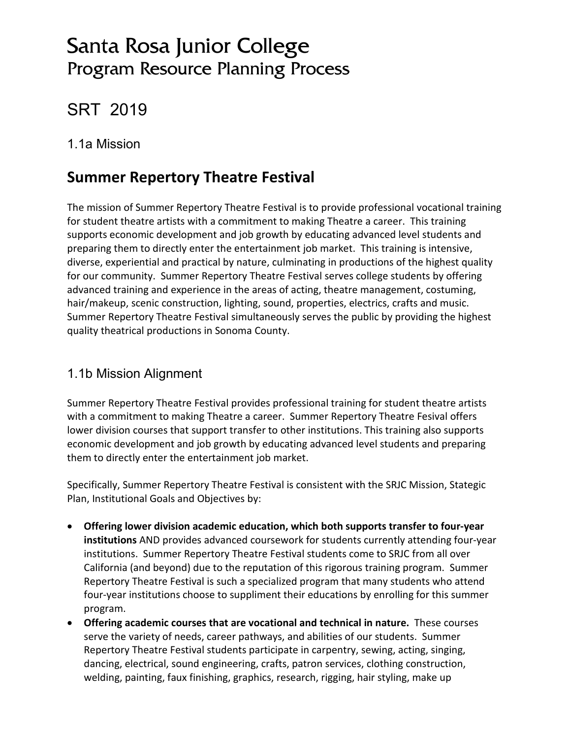# Santa Rosa Junior College
## Program Resource Planning Process

# SRT 2019

### 1.1a Mission

## Summer Repertory Theatre Festival

The mission of Summer Repertory Theatre Festival is to provide professional vocational training for student theatre artists with a commitment to making Theatre a career. This training supports economic development and job growth by educating advanced level students and preparing them to directly enter the entertainment job market. This training is intensive, diverse, experiential and practical by nature, culminating in productions of the highest quality for our community. Summer Repertory Theatre Festival serves college students by offering advanced training and experience in the areas of acting, theatre management, costuming, hair/makeup, scenic construction, lighting, sound, properties, electrics, crafts and music. Summer Repertory Theatre Festival simultaneously serves the public by providing the highest quality theatrical productions in Sonoma County.

### 1.1b Mission Alignment

Summer Repertory Theatre Festival provides professional training for student theatre artists with a commitment to making Theatre a career. Summer Repertory Theatre Fesival offers lower division courses that support transfer to other institutions. This training also supports economic development and job growth by educating advanced level students and preparing them to directly enter the entertainment job market.

Specifically, Summer Repertory Theatre Festival is consistent with the SRJC Mission, Stategic Plan, Institutional Goals and Objectives by:

- **Offering lower division academic education, which both supports transfer to four-year institutions** AND provides advanced coursework for students currently attending four-year institutions. Summer Repertory Theatre Festival students come to SRJC from all over California (and beyond) due to the reputation of this rigorous training program. Summer Repertory Theatre Festival is such a specialized program that many students who attend four-year institutions choose to suppliment their educations by enrolling for this summer program.
- **Offering academic courses that are vocational and technical in nature.** These courses serve the variety of needs, career pathways, and abilities of our students. Summer Repertory Theatre Festival students participate in carpentry, sewing, acting, singing, dancing, electrical, sound engineering, crafts, patron services, clothing construction, welding, painting, faux finishing, graphics, research, rigging, hair styling, make up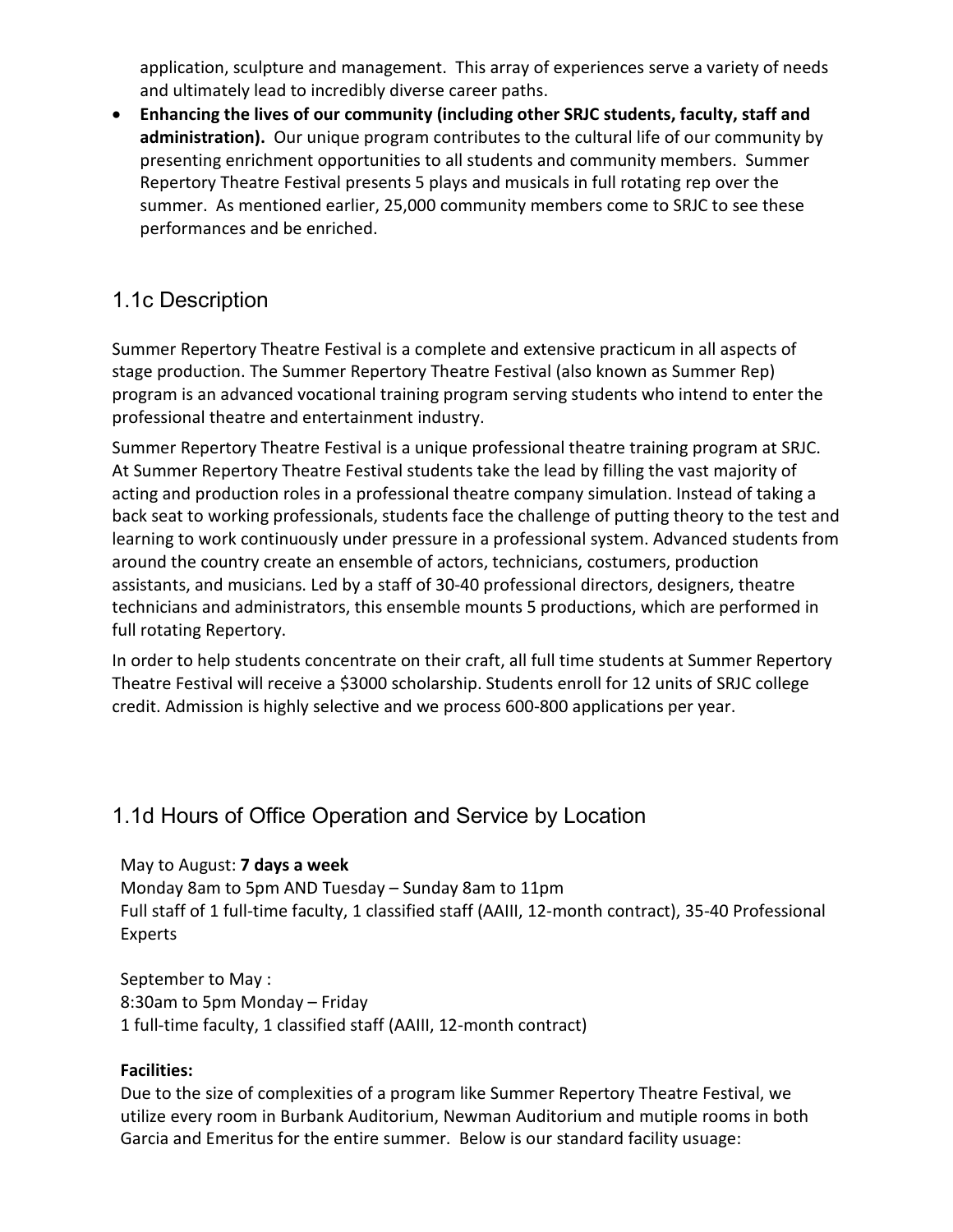application, sculpture and management. This array of experiences serve a variety of needs and ultimately lead to incredibly diverse career paths.

- **Enhancing the lives of our community (including other SRJC students, faculty, staff and administration).** Our unique program contributes to the cultural life of our community by presenting enrichment opportunities to all students and community members. Summer Repertory Theatre Festival presents 5 plays and musicals in full rotating rep over the summer. As mentioned earlier, 25,000 community members come to SRJC to see these performances and be enriched.

## 1.1c Description

Summer Repertory Theatre Festival is a complete and extensive practicum in all aspects of stage production. The Summer Repertory Theatre Festival (also known as Summer Rep) program is an advanced vocational training program serving students who intend to enter the professional theatre and entertainment industry.

Summer Repertory Theatre Festival is a unique professional theatre training program at SRJC. At Summer Repertory Theatre Festival students take the lead by filling the vast majority of acting and production roles in a professional theatre company simulation. Instead of taking a back seat to working professionals, students face the challenge of putting theory to the test and learning to work continuously under pressure in a professional system. Advanced students from around the country create an ensemble of actors, technicians, costumers, production assistants, and musicians. Led by a staff of 30-40 professional directors, designers, theatre technicians and administrators, this ensemble mounts 5 productions, which are performed in full rotating Repertory.

In order to help students concentrate on their craft, all full time students at Summer Repertory Theatre Festival will receive a $3000 scholarship. Students enroll for 12 units of SRJC college credit. Admission is highly selective and we process 600-800 applications per year.

## 1.1d Hours of Office Operation and Service by Location

May to August: **7 days a week**
Monday 8am to 5pm AND Tuesday – Sunday 8am to 11pm
Full staff of 1 full-time faculty, 1 classified staff (AAIII, 12-month contract), 35-40 Professional Experts

September to May :
8:30am to 5pm Monday – Friday
1 full-time faculty, 1 classified staff (AAIII, 12-month contract)

**Facilities:**
Due to the size of complexities of a program like Summer Repertory Theatre Festival, we utilize every room in Burbank Auditorium, Newman Auditorium and mutiple rooms in both Garcia and Emeritus for the entire summer. Below is our standard facility usuage: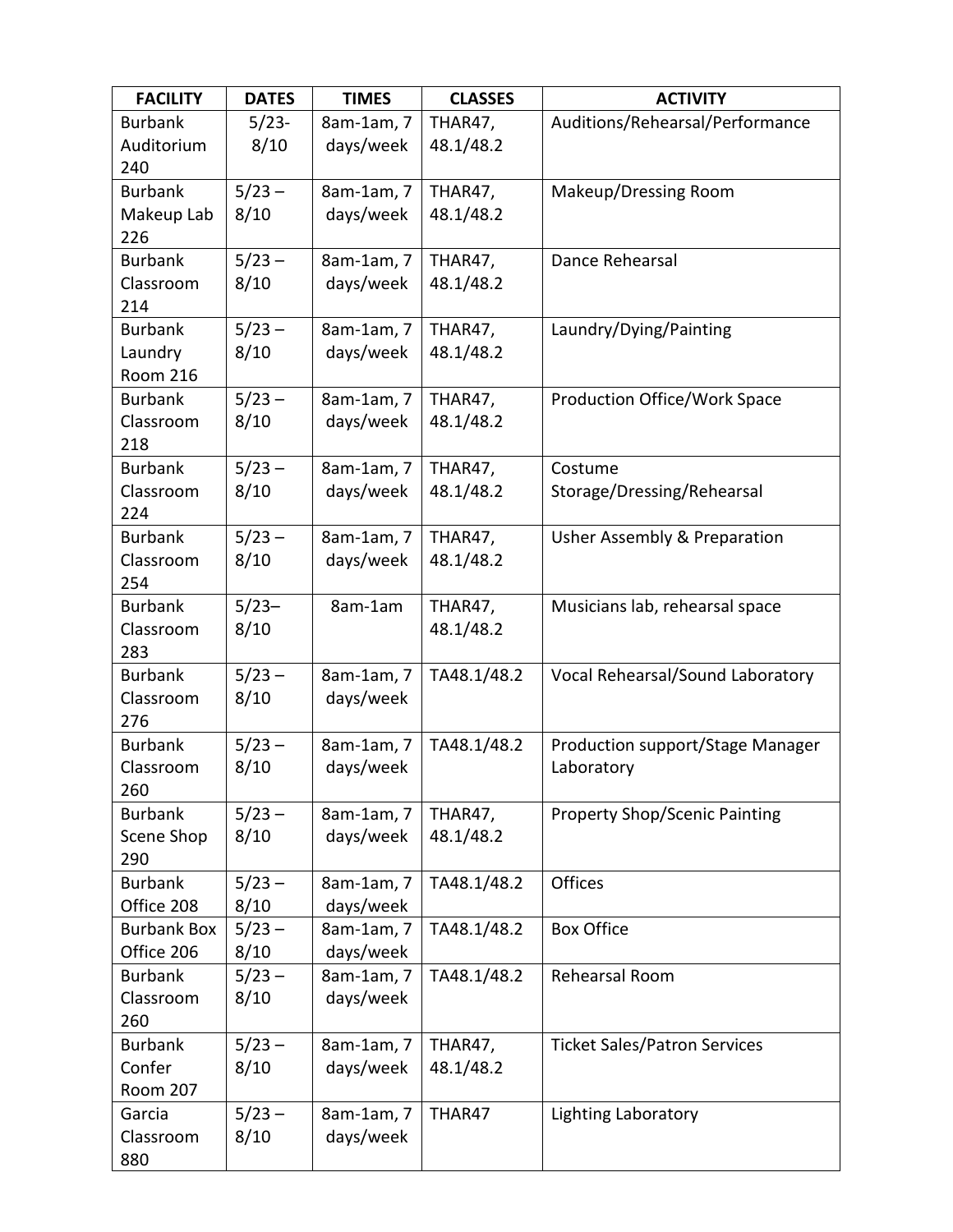| FACILITY | DATES | TIMES | CLASSES | ACTIVITY |
|---|---|---|---|---|
| Burbank Auditorium 240 | 5/23-8/10 | 8am-1am, 7 days/week | THAR47, 48.1/48.2 | Auditions/Rehearsal/Performance |
| Burbank Makeup Lab 226 | 5/23 – 8/10 | 8am-1am, 7 days/week | THAR47, 48.1/48.2 | Makeup/Dressing Room |
| Burbank Classroom 214 | 5/23 – 8/10 | 8am-1am, 7 days/week | THAR47, 48.1/48.2 | Dance Rehearsal |
| Burbank Laundry Room 216 | 5/23 – 8/10 | 8am-1am, 7 days/week | THAR47, 48.1/48.2 | Laundry/Dying/Painting |
| Burbank Classroom 218 | 5/23 – 8/10 | 8am-1am, 7 days/week | THAR47, 48.1/48.2 | Production Office/Work Space |
| Burbank Classroom 224 | 5/23 – 8/10 | 8am-1am, 7 days/week | THAR47, 48.1/48.2 | Costume Storage/Dressing/Rehearsal |
| Burbank Classroom 254 | 5/23 – 8/10 | 8am-1am, 7 days/week | THAR47, 48.1/48.2 | Usher Assembly & Preparation |
| Burbank Classroom 283 | 5/23– 8/10 | 8am-1am | THAR47, 48.1/48.2 | Musicians lab, rehearsal space |
| Burbank Classroom 276 | 5/23 – 8/10 | 8am-1am, 7 days/week | TA48.1/48.2 | Vocal Rehearsal/Sound Laboratory |
| Burbank Classroom 260 | 5/23 – 8/10 | 8am-1am, 7 days/week | TA48.1/48.2 | Production support/Stage Manager Laboratory |
| Burbank Scene Shop 290 | 5/23 – 8/10 | 8am-1am, 7 days/week | THAR47, 48.1/48.2 | Property Shop/Scenic Painting |
| Burbank Office 208 | 5/23 – 8/10 | 8am-1am, 7 days/week | TA48.1/48.2 | Offices |
| Burbank Box Office 206 | 5/23 – 8/10 | 8am-1am, 7 days/week | TA48.1/48.2 | Box Office |
| Burbank Classroom 260 | 5/23 – 8/10 | 8am-1am, 7 days/week | TA48.1/48.2 | Rehearsal Room |
| Burbank Confer Room 207 | 5/23 – 8/10 | 8am-1am, 7 days/week | THAR47, 48.1/48.2 | Ticket Sales/Patron Services |
| Garcia Classroom 880 | 5/23 – 8/10 | 8am-1am, 7 days/week | THAR47 | Lighting Laboratory |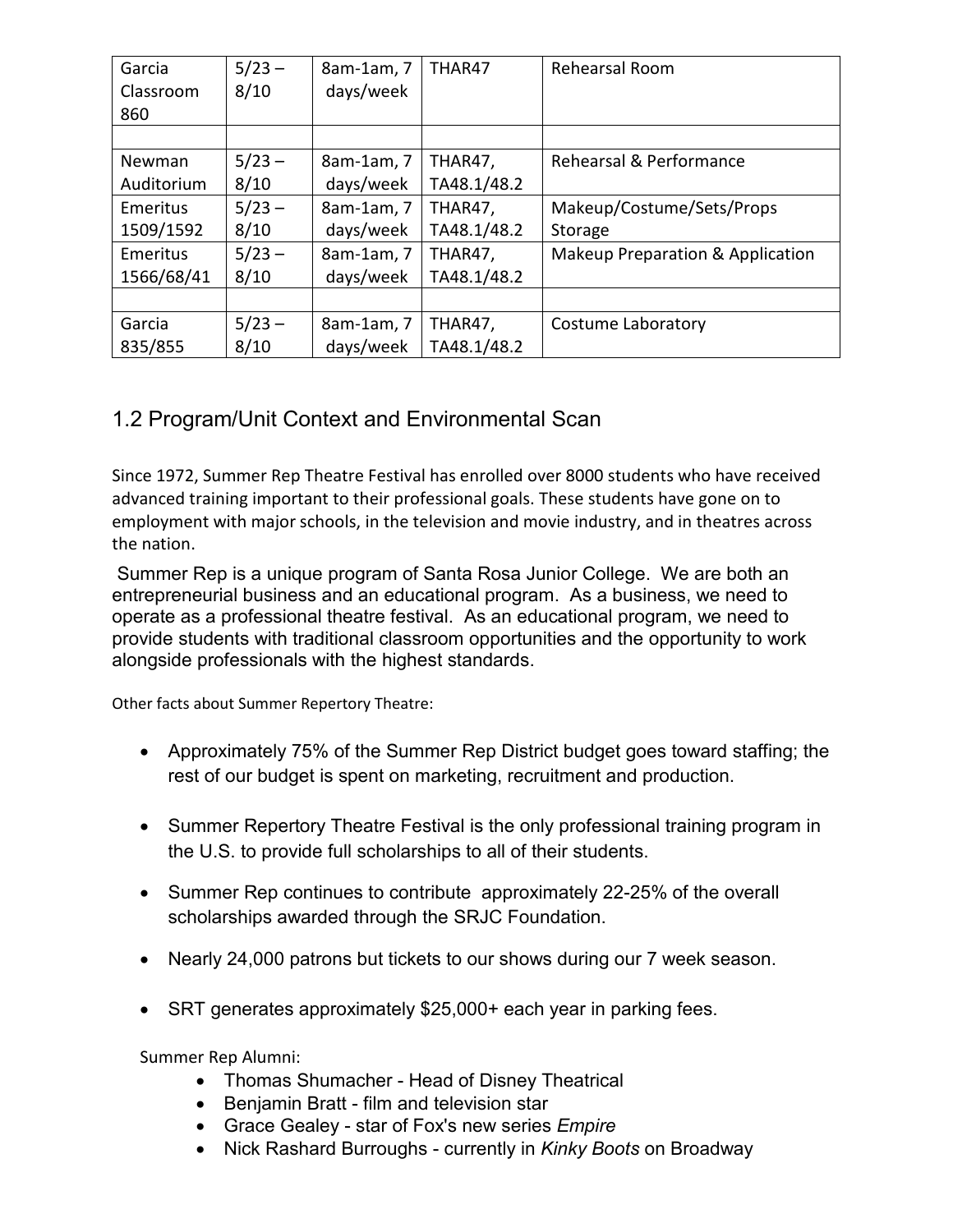| | | | | |
|---|---|---|---|---|
| Garcia Classroom 860 | 5/23 – 8/10 | 8am-1am, 7 days/week | THAR47 | Rehearsal Room |
| | | | | |
| Newman Auditorium | 5/23 – 8/10 | 8am-1am, 7 days/week | THAR47, TA48.1/48.2 | Rehearsal & Performance |
| Emeritus 1509/1592 | 5/23 – 8/10 | 8am-1am, 7 days/week | THAR47, TA48.1/48.2 | Makeup/Costume/Sets/Props Storage |
| Emeritus 1566/68/41 | 5/23 – 8/10 | 8am-1am, 7 days/week | THAR47, TA48.1/48.2 | Makeup Preparation & Application |
| | | | | |
| Garcia 835/855 | 5/23 – 8/10 | 8am-1am, 7 days/week | THAR47, TA48.1/48.2 | Costume Laboratory |

## 1.2 Program/Unit Context and Environmental Scan

Since 1972, Summer Rep Theatre Festival has enrolled over 8000 students who have received advanced training important to their professional goals. These students have gone on to employment with major schools, in the television and movie industry, and in theatres across the nation.

Summer Rep is a unique program of Santa Rosa Junior College. We are both an entrepreneurial business and an educational program. As a business, we need to operate as a professional theatre festival. As an educational program, we need to provide students with traditional classroom opportunities and the opportunity to work alongside professionals with the highest standards.

Other facts about Summer Repertory Theatre:

- Approximately 75% of the Summer Rep District budget goes toward staffing; the rest of our budget is spent on marketing, recruitment and production.
- Summer Repertory Theatre Festival is the only professional training program in the U.S. to provide full scholarships to all of their students.
- Summer Rep continues to contribute approximately 22-25% of the overall scholarships awarded through the SRJC Foundation.
- Nearly 24,000 patrons but tickets to our shows during our 7 week season.
- SRT generates approximately $25,000+ each year in parking fees.

Summer Rep Alumni:

- Thomas Shumacher - Head of Disney Theatrical
- Benjamin Bratt - film and television star
- Grace Gealey - star of Fox's new series *Empire*
- Nick Rashard Burroughs - currently in *Kinky Boots* on Broadway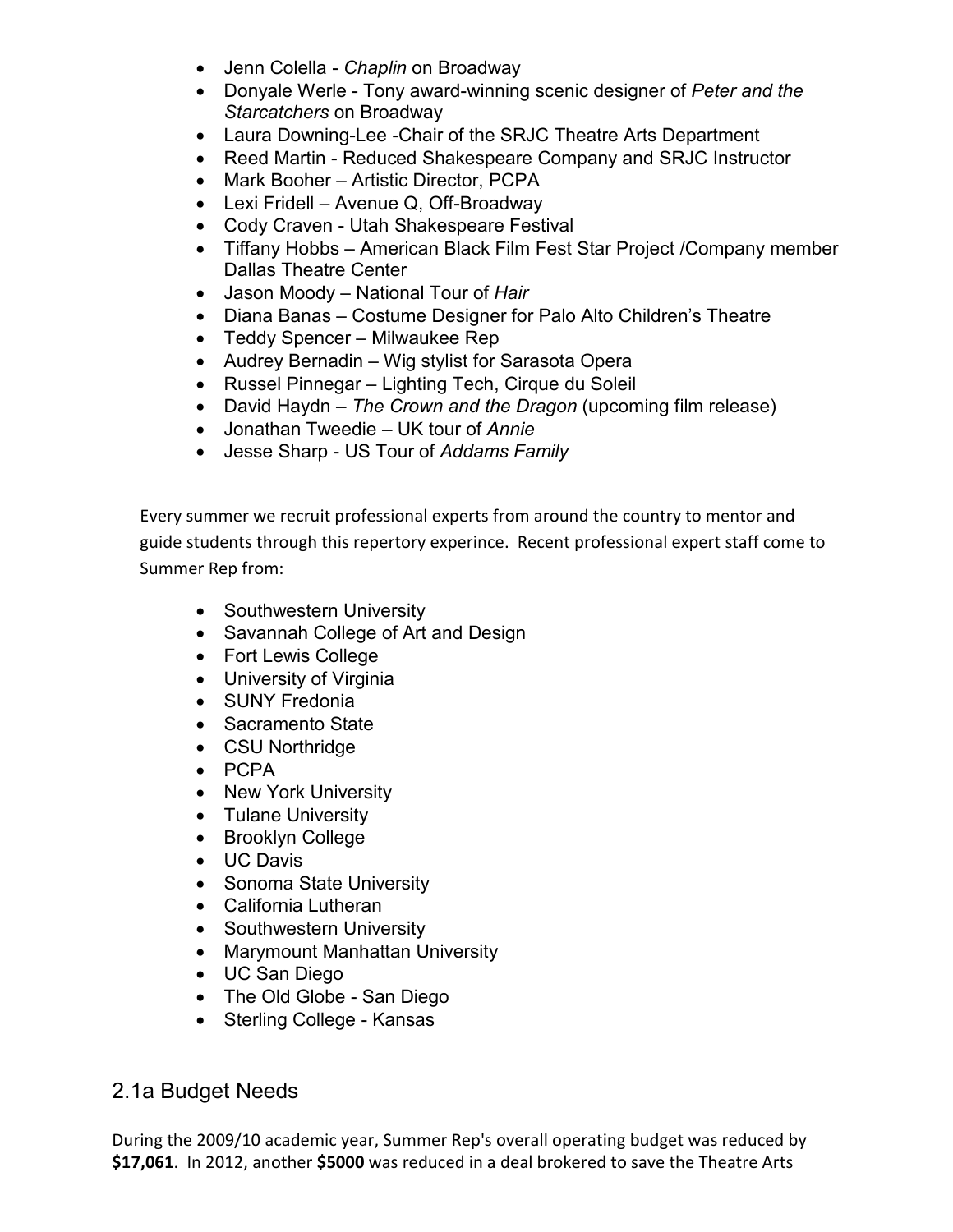- Jenn Colella - *Chaplin* on Broadway
- Donyale Werle - Tony award-winning scenic designer of *Peter and the Starcatchers* on Broadway
- Laura Downing-Lee -Chair of the SRJC Theatre Arts Department
- Reed Martin - Reduced Shakespeare Company and SRJC Instructor
- Mark Booher – Artistic Director, PCPA
- Lexi Fridell – Avenue Q, Off-Broadway
- Cody Craven - Utah Shakespeare Festival
- Tiffany Hobbs – American Black Film Fest Star Project /Company member Dallas Theatre Center
- Jason Moody – National Tour of *Hair*
- Diana Banas – Costume Designer for Palo Alto Children's Theatre
- Teddy Spencer – Milwaukee Rep
- Audrey Bernadin – Wig stylist for Sarasota Opera
- Russel Pinnegar – Lighting Tech, Cirque du Soleil
- David Haydn – *The Crown and the Dragon* (upcoming film release)
- Jonathan Tweedie – UK tour of *Annie*
- Jesse Sharp - US Tour of *Addams Family*

Every summer we recruit professional experts from around the country to mentor and guide students through this repertory experince. Recent professional expert staff come to Summer Rep from:

- Southwestern University
- Savannah College of Art and Design
- Fort Lewis College
- University of Virginia
- SUNY Fredonia
- Sacramento State
- CSU Northridge
- PCPA
- New York University
- Tulane University
- Brooklyn College
- UC Davis
- Sonoma State University
- California Lutheran
- Southwestern University
- Marymount Manhattan University
- UC San Diego
- The Old Globe - San Diego
- Sterling College - Kansas

## 2.1a Budget Needs

During the 2009/10 academic year, Summer Rep's overall operating budget was reduced by **$17,061**. In 2012, another **$5000** was reduced in a deal brokered to save the Theatre Arts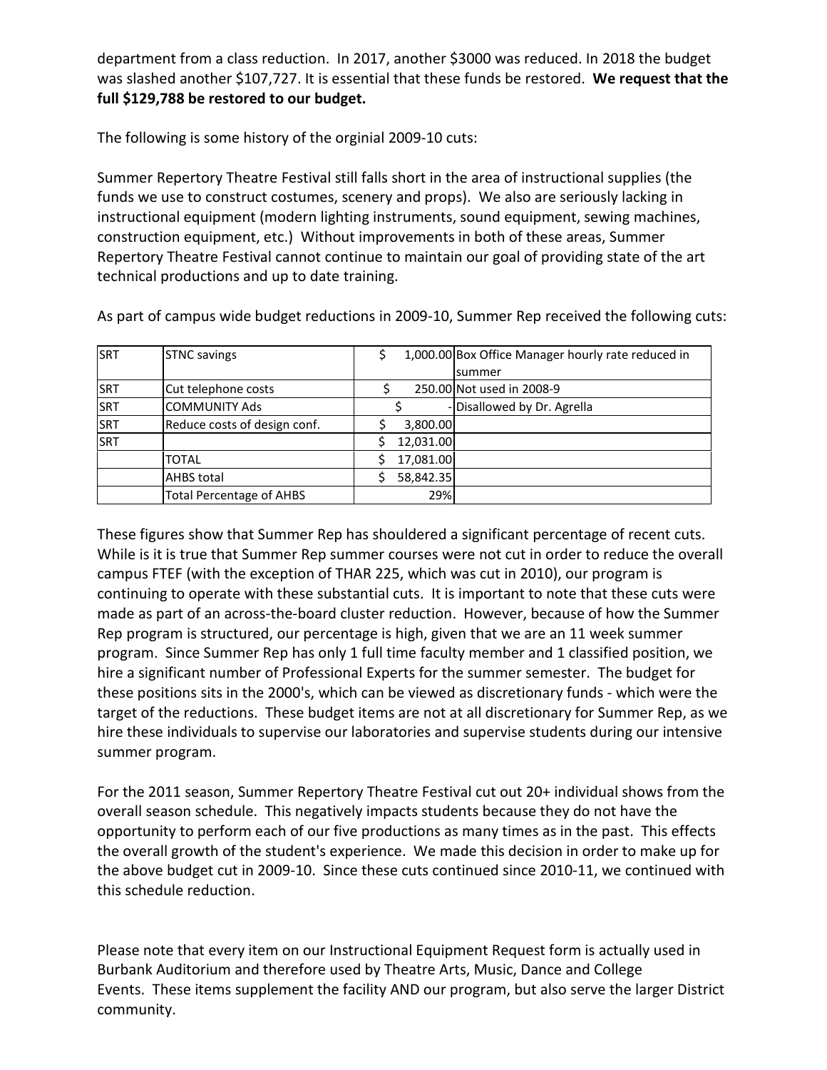department from a class reduction. In 2017, another $3000 was reduced. In 2018 the budget was slashed another $107,727. It is essential that these funds be restored. **We request that the full $129,788 be restored to our budget.**

The following is some history of the orginial 2009-10 cuts:

Summer Repertory Theatre Festival still falls short in the area of instructional supplies (the funds we use to construct costumes, scenery and props). We also are seriously lacking in instructional equipment (modern lighting instruments, sound equipment, sewing machines, construction equipment, etc.) Without improvements in both of these areas, Summer Repertory Theatre Festival cannot continue to maintain our goal of providing state of the art technical productions and up to date training.

As part of campus wide budget reductions in 2009-10, Summer Rep received the following cuts:

| | | | |
|---|---|---|---|
| SRT | STNC savings | $ 1,000.00 | Box Office Manager hourly rate reduced in summer |
| SRT | Cut telephone costs | $ 250.00 | Not used in 2008-9 |
| SRT | COMMUNITY Ads | $ - | Disallowed by Dr. Agrella |
| SRT | Reduce costs of design conf. | $ 3,800.00 | |
| SRT | | $ 12,031.00 | |
| | TOTAL | $ 17,081.00 | |
| | AHBS total | $ 58,842.35 | |
| | Total Percentage of AHBS | 29% | |

These figures show that Summer Rep has shouldered a significant percentage of recent cuts. While is it is true that Summer Rep summer courses were not cut in order to reduce the overall campus FTEF (with the exception of THAR 225, which was cut in 2010), our program is continuing to operate with these substantial cuts. It is important to note that these cuts were made as part of an across-the-board cluster reduction. However, because of how the Summer Rep program is structured, our percentage is high, given that we are an 11 week summer program. Since Summer Rep has only 1 full time faculty member and 1 classified position, we hire a significant number of Professional Experts for the summer semester. The budget for these positions sits in the 2000's, which can be viewed as discretionary funds - which were the target of the reductions. These budget items are not at all discretionary for Summer Rep, as we hire these individuals to supervise our laboratories and supervise students during our intensive summer program.

For the 2011 season, Summer Repertory Theatre Festival cut out 20+ individual shows from the overall season schedule. This negatively impacts students because they do not have the opportunity to perform each of our five productions as many times as in the past. This effects the overall growth of the student's experience. We made this decision in order to make up for the above budget cut in 2009-10. Since these cuts continued since 2010-11, we continued with this schedule reduction.

Please note that every item on our Instructional Equipment Request form is actually used in Burbank Auditorium and therefore used by Theatre Arts, Music, Dance and College Events. These items supplement the facility AND our program, but also serve the larger District community.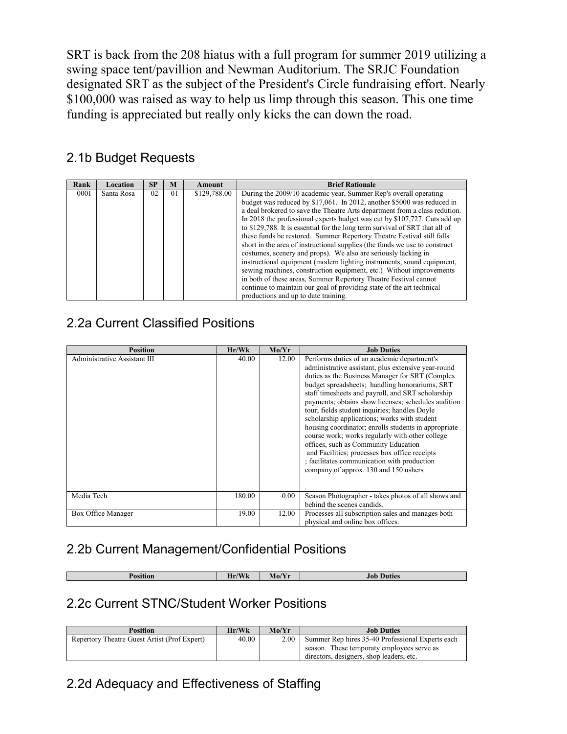SRT is back from the 208 hiatus with a full program for summer 2019 utilizing a swing space tent/pavillion and Newman Auditorium. The SRJC Foundation designated SRT as the subject of the President's Circle fundraising effort. Nearly $100,000 was raised as way to help us limp through this season. This one time funding is appreciated but really only kicks the can down the road.

## 2.1b Budget Requests

| Rank | Location | SP | M | Amount | Brief Rationale |
|---|---|---|---|---|---|
| 0001 | Santa Rosa | 02 | 01 | $129,788.00 | During the 2009/10 academic year, Summer Rep's overall operating budget was reduced by $17,061. In 2012, another $5000 was reduced in a deal brokered to save the Theatre Arts department from a class redution. In 2018 the professional experts budget was cut by $107,727. Cuts add up to $129,788. It is essential for the long term survival of SRT that all of these funds be restored. Summer Repertory Theatre Festival still falls short in the area of instructional supplies (the funds we use to construct costumes, scenery and props). We also are seriously lacking in instructional equipment (modern lighting instruments, sound equipment, sewing machines, construction equipment, etc.) Without improvements in both of these areas, Summer Repertory Theatre Festival cannot continue to maintain our goal of providing state of the art technical productions and up to date training. |

## 2.2a Current Classified Positions

| Position | Hr/Wk | Mo/Yr | Job Duties |
|---|---|---|---|
| Administrative Assistant III | 40.00 | 12.00 | Performs duties of an academic department's administrative assistant, plus extensive year-round duties as the Business Manager for SRT (Complex budget spreadsheets; handling honorariums, SRT staff timesheets and payroll, and SRT scholarship payments; obtains show licenses; schedules audition tour; fields student inquiries; handles Doyle scholarship applications; works with student housing coordinator; enrolls students in appropriate course work; works regularly with other college offices, such as Community Education and Facilities; processes box office receipts ; facilitates communication with production company of approx. 130 and 150 ushers . |
| Media Tech | 180.00 | 0.00 | Season Photographer - takes photos of all shows and behind the scenes candids. |
| Box Office Manager | 19.00 | 12.00 | Processes all subscription sales and manages both physical and online box offices. |

## 2.2b Current Management/Confidential Positions

| Position | Hr/Wk | Mo/Yr | Job Duties |
|---|---|---|---|

## 2.2c Current STNC/Student Worker Positions

| Position | Hr/Wk | Mo/Yr | Job Duties |
|---|---|---|---|
| Repertory Theatre Guest Artist (Prof Expert) | 40.00 | 2.00 | Summer Rep hires 35-40 Professional Experts each season. These temporaty employees serve as directors, designers, shop leaders, etc. |

## 2.2d Adequacy and Effectiveness of Staffing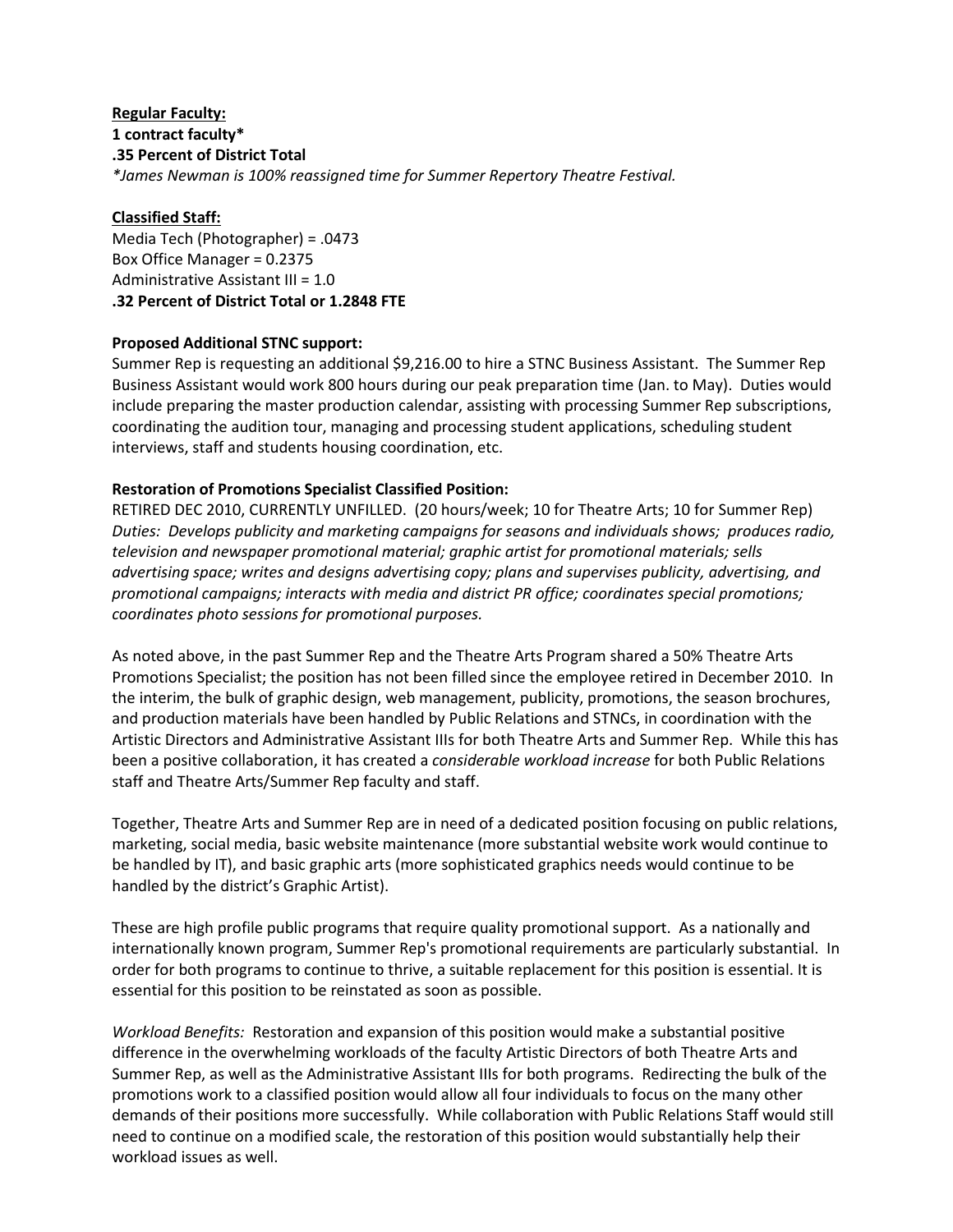**<u>Regular Faculty:</u>**
**1 contract faculty***
**.35 Percent of District Total**
*\*James Newman is 100% reassigned time for Summer Repertory Theatre Festival.*

**<u>Classified Staff:</u>**
Media Tech (Photographer) = .0473
Box Office Manager = 0.2375
Administrative Assistant III = 1.0
**.32 Percent of District Total or 1.2848 FTE**

**Proposed Additional STNC support:**
Summer Rep is requesting an additional $9,216.00 to hire a STNC Business Assistant. The Summer Rep Business Assistant would work 800 hours during our peak preparation time (Jan. to May). Duties would include preparing the master production calendar, assisting with processing Summer Rep subscriptions, coordinating the audition tour, managing and processing student applications, scheduling student interviews, staff and students housing coordination, etc.

**Restoration of Promotions Specialist Classified Position:**
RETIRED DEC 2010, CURRENTLY UNFILLED. (20 hours/week; 10 for Theatre Arts; 10 for Summer Rep)
*Duties: Develops publicity and marketing campaigns for seasons and individuals shows; produces radio, television and newspaper promotional material; graphic artist for promotional materials; sells advertising space; writes and designs advertising copy; plans and supervises publicity, advertising, and promotional campaigns; interacts with media and district PR office; coordinates special promotions; coordinates photo sessions for promotional purposes.*

As noted above, in the past Summer Rep and the Theatre Arts Program shared a 50% Theatre Arts Promotions Specialist; the position has not been filled since the employee retired in December 2010. In the interim, the bulk of graphic design, web management, publicity, promotions, the season brochures, and production materials have been handled by Public Relations and STNCs, in coordination with the Artistic Directors and Administrative Assistant IIIs for both Theatre Arts and Summer Rep. While this has been a positive collaboration, it has created a *considerable workload increase* for both Public Relations staff and Theatre Arts/Summer Rep faculty and staff.

Together, Theatre Arts and Summer Rep are in need of a dedicated position focusing on public relations, marketing, social media, basic website maintenance (more substantial website work would continue to be handled by IT), and basic graphic arts (more sophisticated graphics needs would continue to be handled by the district's Graphic Artist).

These are high profile public programs that require quality promotional support. As a nationally and internationally known program, Summer Rep's promotional requirements are particularly substantial. In order for both programs to continue to thrive, a suitable replacement for this position is essential. It is essential for this position to be reinstated as soon as possible.

*Workload Benefits:* Restoration and expansion of this position would make a substantial positive difference in the overwhelming workloads of the faculty Artistic Directors of both Theatre Arts and Summer Rep, as well as the Administrative Assistant IIIs for both programs. Redirecting the bulk of the promotions work to a classified position would allow all four individuals to focus on the many other demands of their positions more successfully. While collaboration with Public Relations Staff would still need to continue on a modified scale, the restoration of this position would substantially help their workload issues as well.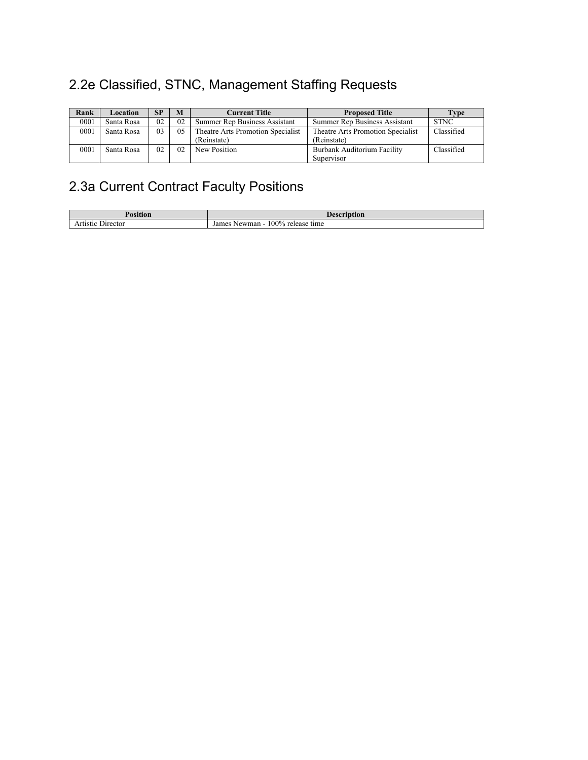## 2.2e Classified, STNC, Management Staffing Requests

| Rank | Location | SP | M | Current Title | Proposed Title | Type |
|---|---|---|---|---|---|---|
| 0001 | Santa Rosa | 02 | 02 | Summer Rep Business Assistant | Summer Rep Business Assistant | STNC |
| 0001 | Santa Rosa | 03 | 05 | Theatre Arts Promotion Specialist (Reinstate) | Theatre Arts Promotion Specialist (Reinstate) | Classified |
| 0001 | Santa Rosa | 02 | 02 | New Position | Burbank Auditorium Facility Supervisor | Classified |

## 2.3a Current Contract Faculty Positions

| Position | Description |
|---|---|
| Artistic Director | James Newman - 100% release time |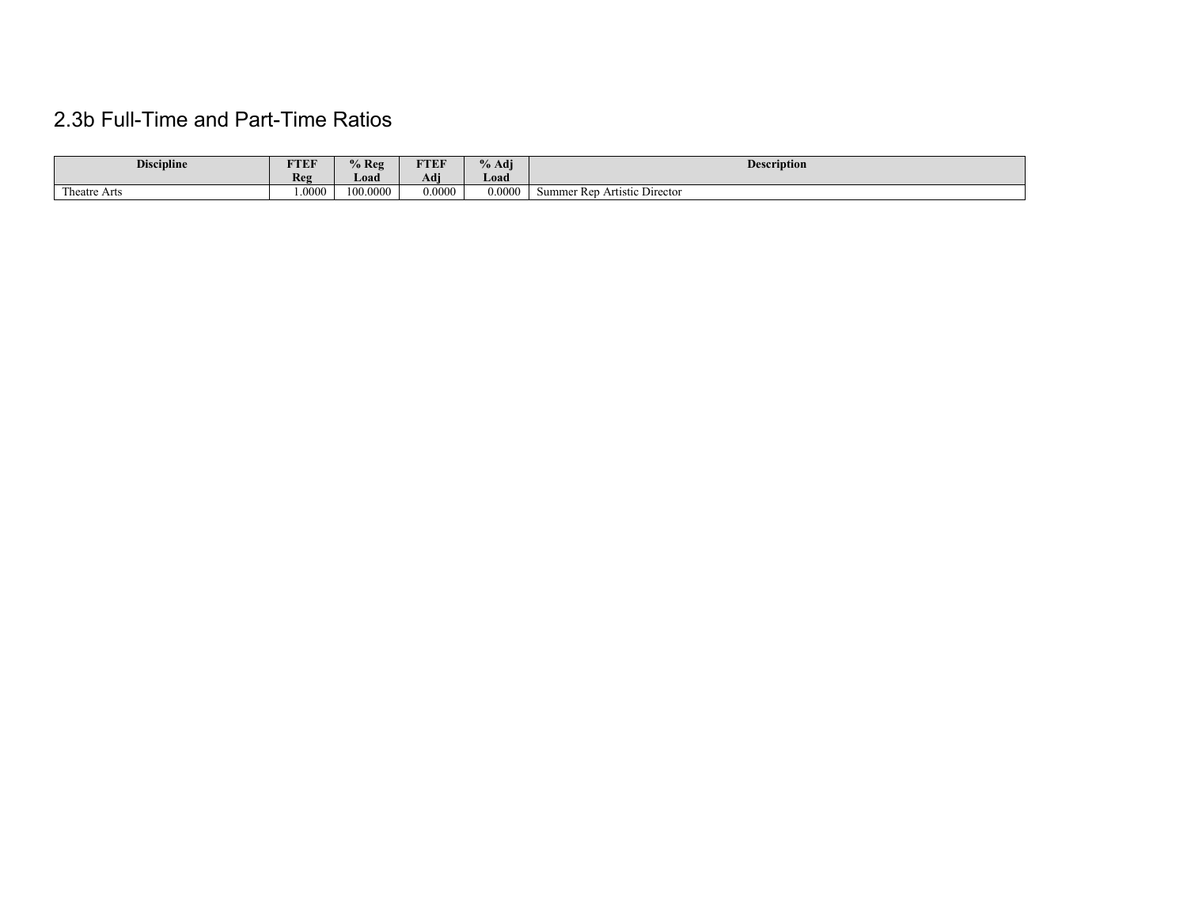## 2.3b Full-Time and Part-Time Ratios

| Discipline | FTEF Reg | % Reg Load | FTEF Adj | % Adj Load | Description |
|---|---|---|---|---|---|
| Theatre Arts | 1.0000 | 100.0000 | 0.0000 | 0.0000 | Summer Rep Artistic Director |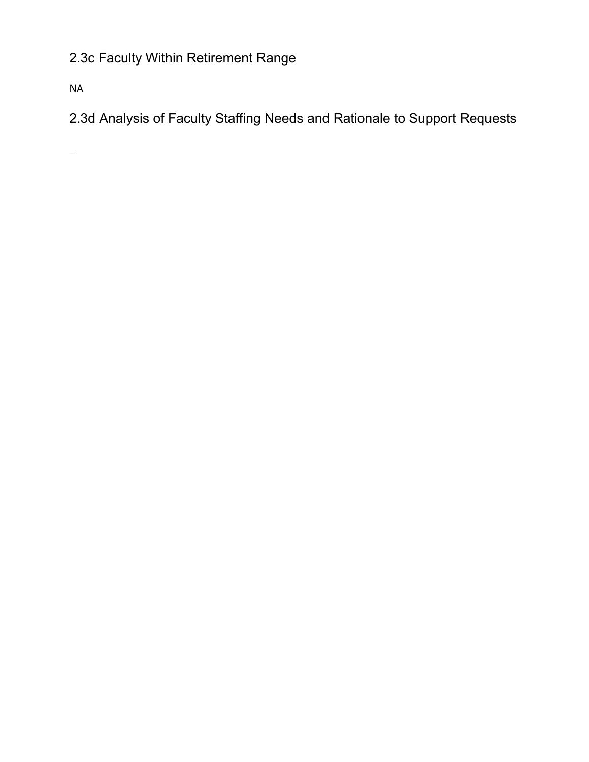## 2.3c Faculty Within Retirement Range

NA

## 2.3d Analysis of Faculty Staffing Needs and Rationale to Support Requests

_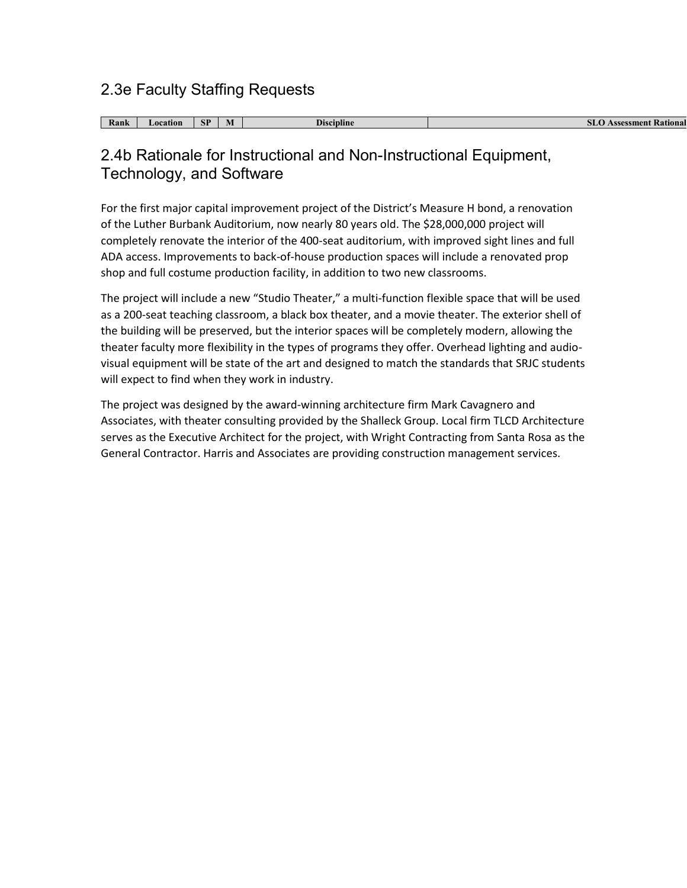## 2.3e Faculty Staffing Requests

| Rank | Location | SP | M | Discipline | SLO Assessment Rational |
|---|---|---|---|---|---|

## 2.4b Rationale for Instructional and Non-Instructional Equipment, Technology, and Software

For the first major capital improvement project of the District's Measure H bond, a renovation of the Luther Burbank Auditorium, now nearly 80 years old. The $28,000,000 project will completely renovate the interior of the 400-seat auditorium, with improved sight lines and full ADA access. Improvements to back-of-house production spaces will include a renovated prop shop and full costume production facility, in addition to two new classrooms.

The project will include a new "Studio Theater," a multi-function flexible space that will be used as a 200-seat teaching classroom, a black box theater, and a movie theater. The exterior shell of the building will be preserved, but the interior spaces will be completely modern, allowing the theater faculty more flexibility in the types of programs they offer. Overhead lighting and audio-visual equipment will be state of the art and designed to match the standards that SRJC students will expect to find when they work in industry.

The project was designed by the award-winning architecture firm Mark Cavagnero and Associates, with theater consulting provided by the Shalleck Group. Local firm TLCD Architecture serves as the Executive Architect for the project, with Wright Contracting from Santa Rosa as the General Contractor. Harris and Associates are providing construction management services.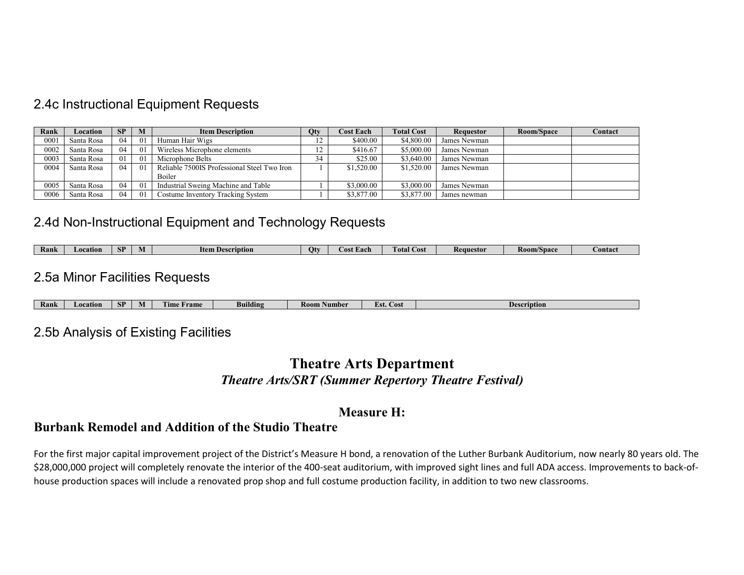## 2.4c Instructional Equipment Requests

| Rank | Location | SP | M | Item Description | Qty | Cost Each | Total Cost | Requestor | Room/Space | Contact |
|---|---|---|---|---|---|---|---|---|---|---|
| 0001 | Santa Rosa | 04 | 01 | Human Hair Wigs | 12 | $400.00 | $4,800.00 | James Newman | | |
| 0002 | Santa Rosa | 04 | 01 | Wireless Microphone elements | 12 | $416.67 | $5,000.00 | James Newman | | |
| 0003 | Santa Rosa | 01 | 01 | Microphone Belts | 34 | $25.00 | $3,640.00 | James Newman | | |
| 0004 | Santa Rosa | 04 | 01 | Reliable 7500IS Professional Steel Two Iron Boiler | 1 | $1,520.00 | $1,520.00 | James Newman | | |
| 0005 | Santa Rosa | 04 | 01 | Industrial Sweing Machine and Table | 1 | $3,000.00 | $3,000.00 | James Newman | | |
| 0006 | Santa Rosa | 04 | 01 | Costume Inventory Tracking System | 1 | $3,877.00 | $3,877.00 | James newman | | |

## 2.4d Non-Instructional Equipment and Technology Requests

| Rank | Location | SP | M | Item Description | Qty | Cost Each | Total Cost | Requestor | Room/Space | Contact |
|---|---|---|---|---|---|---|---|---|---|---|

## 2.5a Minor Facilities Requests

| Rank | Location | SP | M | Time Frame | Building | Room Number | Est. Cost | Description |
|---|---|---|---|---|---|---|---|---|

## 2.5b Analysis of Existing Facilities

# Theatre Arts Department

***Theatre Arts/SRT (Summer Repertory Theatre Festival)***

### Measure H:

### Burbank Remodel and Addition of the Studio Theatre

For the first major capital improvement project of the District's Measure H bond, a renovation of the Luther Burbank Auditorium, now nearly 80 years old. The $28,000,000 project will completely renovate the interior of the 400-seat auditorium, with improved sight lines and full ADA access. Improvements to back-of-house production spaces will include a renovated prop shop and full costume production facility, in addition to two new classrooms.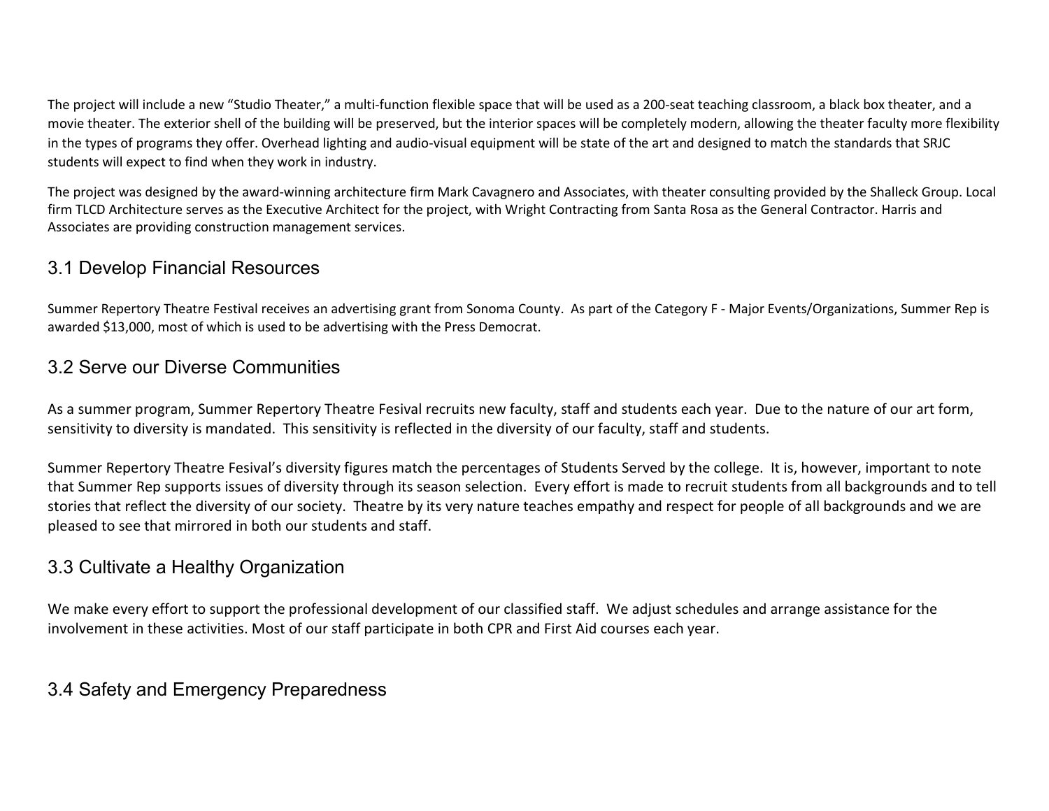The project will include a new “Studio Theater,” a multi-function flexible space that will be used as a 200-seat teaching classroom, a black box theater, and a movie theater. The exterior shell of the building will be preserved, but the interior spaces will be completely modern, allowing the theater faculty more flexibility in the types of programs they offer. Overhead lighting and audio-visual equipment will be state of the art and designed to match the standards that SRJC students will expect to find when they work in industry.

The project was designed by the award-winning architecture firm Mark Cavagnero and Associates, with theater consulting provided by the Shalleck Group. Local firm TLCD Architecture serves as the Executive Architect for the project, with Wright Contracting from Santa Rosa as the General Contractor. Harris and Associates are providing construction management services.

## 3.1 Develop Financial Resources

Summer Repertory Theatre Festival receives an advertising grant from Sonoma County. As part of the Category F - Major Events/Organizations, Summer Rep is awarded $13,000, most of which is used to be advertising with the Press Democrat.

## 3.2 Serve our Diverse Communities

As a summer program, Summer Repertory Theatre Fesival recruits new faculty, staff and students each year. Due to the nature of our art form, sensitivity to diversity is mandated. This sensitivity is reflected in the diversity of our faculty, staff and students.

Summer Repertory Theatre Fesival’s diversity figures match the percentages of Students Served by the college. It is, however, important to note that Summer Rep supports issues of diversity through its season selection. Every effort is made to recruit students from all backgrounds and to tell stories that reflect the diversity of our society. Theatre by its very nature teaches empathy and respect for people of all backgrounds and we are pleased to see that mirrored in both our students and staff.

## 3.3 Cultivate a Healthy Organization

We make every effort to support the professional development of our classified staff. We adjust schedules and arrange assistance for the involvement in these activities. Most of our staff participate in both CPR and First Aid courses each year.

## 3.4 Safety and Emergency Preparedness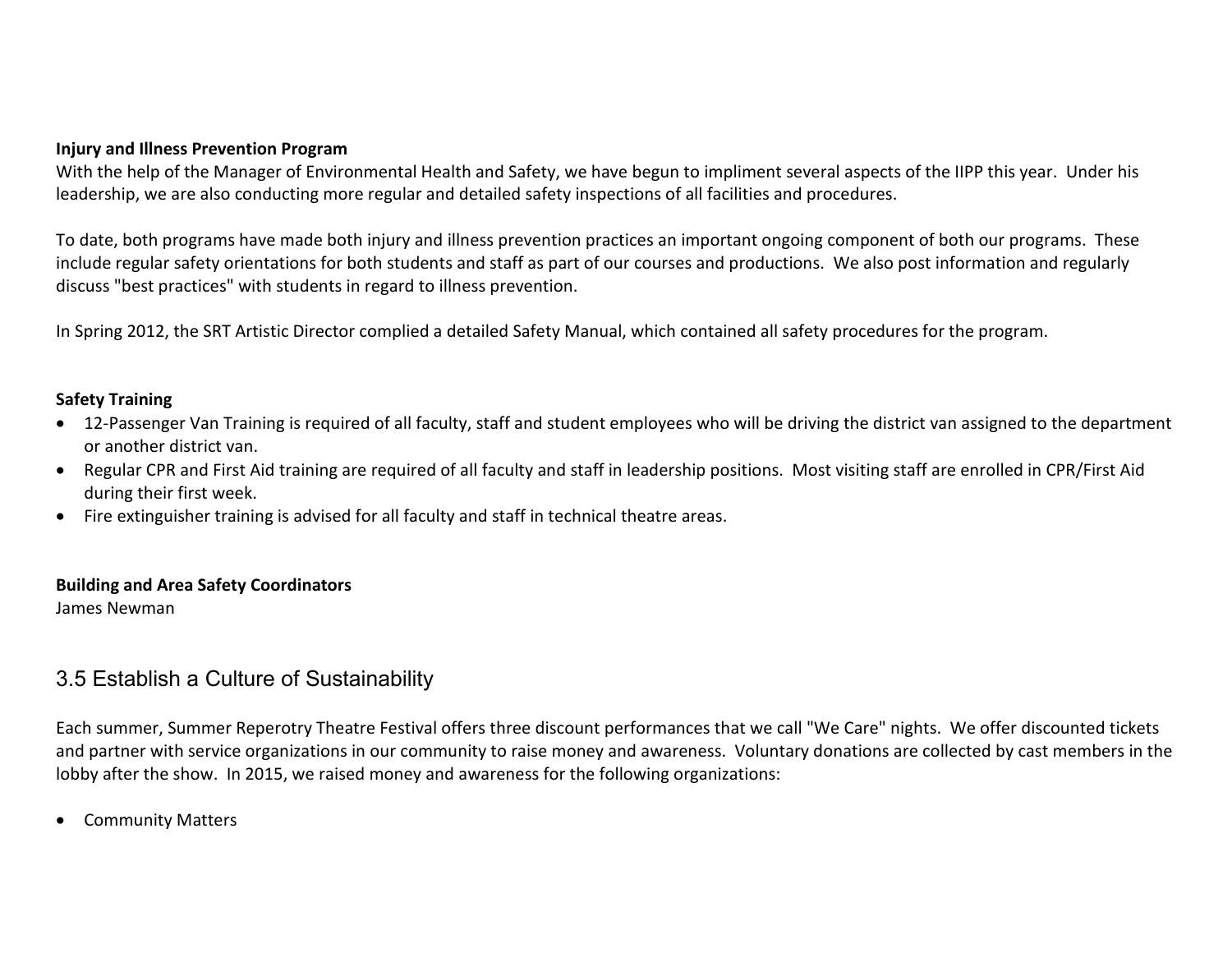**Injury and Illness Prevention Program**

With the help of the Manager of Environmental Health and Safety, we have begun to impliment several aspects of the IIPP this year. Under his leadership, we are also conducting more regular and detailed safety inspections of all facilities and procedures.

To date, both programs have made both injury and illness prevention practices an important ongoing component of both our programs. These include regular safety orientations for both students and staff as part of our courses and productions. We also post information and regularly discuss "best practices" with students in regard to illness prevention.

In Spring 2012, the SRT Artistic Director complied a detailed Safety Manual, which contained all safety procedures for the program.

**Safety Training**

- 12-Passenger Van Training is required of all faculty, staff and student employees who will be driving the district van assigned to the department or another district van.
- Regular CPR and First Aid training are required of all faculty and staff in leadership positions. Most visiting staff are enrolled in CPR/First Aid during their first week.
- Fire extinguisher training is advised for all faculty and staff in technical theatre areas.

**Building and Area Safety Coordinators**

James Newman

## 3.5 Establish a Culture of Sustainability

Each summer, Summer Reperotry Theatre Festival offers three discount performances that we call "We Care" nights. We offer discounted tickets and partner with service organizations in our community to raise money and awareness. Voluntary donations are collected by cast members in the lobby after the show. In 2015, we raised money and awareness for the following organizations:

- Community Matters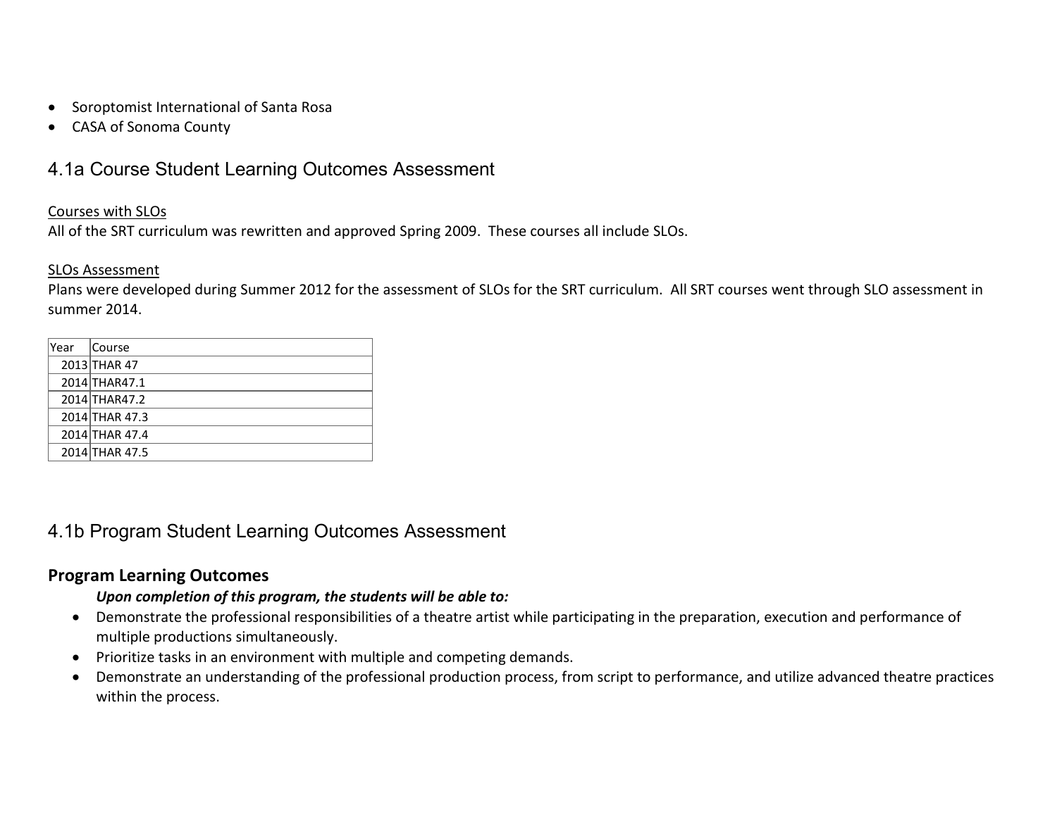- Soroptomist International of Santa Rosa
- CASA of Sonoma County

## 4.1a Course Student Learning Outcomes Assessment

Courses with SLOs
All of the SRT curriculum was rewritten and approved Spring 2009. These courses all include SLOs.

SLOs Assessment
Plans were developed during Summer 2012 for the assessment of SLOs for the SRT curriculum. All SRT courses went through SLO assessment in summer 2014.

| Year | Course |
|---|---|
| 2013 | THAR 47 |
| 2014 | THAR47.1 |
| 2014 | THAR47.2 |
| 2014 | THAR 47.3 |
| 2014 | THAR 47.4 |
| 2014 | THAR 47.5 |

## 4.1b Program Student Learning Outcomes Assessment

### Program Learning Outcomes

***Upon completion of this program, the students will be able to:***

- Demonstrate the professional responsibilities of a theatre artist while participating in the preparation, execution and performance of multiple productions simultaneously.
- Prioritize tasks in an environment with multiple and competing demands.
- Demonstrate an understanding of the professional production process, from script to performance, and utilize advanced theatre practices within the process.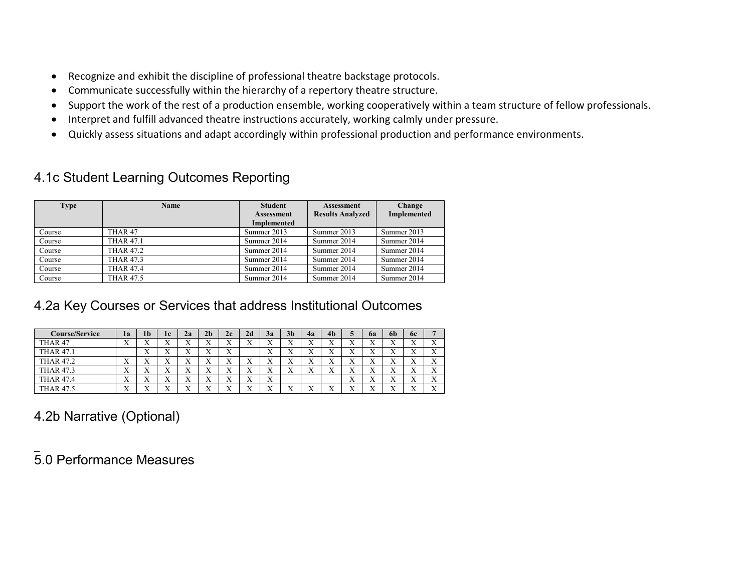- Recognize and exhibit the discipline of professional theatre backstage protocols.
- Communicate successfully within the hierarchy of a repertory theatre structure.
- Support the work of the rest of a production ensemble, working cooperatively within a team structure of fellow professionals.
- Interpret and fulfill advanced theatre instructions accurately, working calmly under pressure.
- Quickly assess situations and adapt accordingly within professional production and performance environments.

## 4.1c Student Learning Outcomes Reporting

| Type | Name | Student Assessment Implemented | Assessment Results Analyzed | Change Implemented |
|---|---|---|---|---|
| Course | THAR 47 | Summer 2013 | Summer 2013 | Summer 2013 |
| Course | THAR 47.1 | Summer 2014 | Summer 2014 | Summer 2014 |
| Course | THAR 47.2 | Summer 2014 | Summer 2014 | Summer 2014 |
| Course | THAR 47.3 | Summer 2014 | Summer 2014 | Summer 2014 |
| Course | THAR 47.4 | Summer 2014 | Summer 2014 | Summer 2014 |
| Course | THAR 47.5 | Summer 2014 | Summer 2014 | Summer 2014 |

## 4.2a Key Courses or Services that address Institutional Outcomes

| Course/Service | 1a | 1b | 1c | 2a | 2b | 2c | 2d | 3a | 3b | 4a | 4b | 5 | 6a | 6b | 6c | 7 |
|---|---|---|---|---|---|---|---|---|---|---|---|---|---|---|---|---|
| THAR 47 | X | X | X | X | X | X | X | X | X | X | X | X | X | X | X | X |
| THAR 47.1 | | X | X | X | X | X | | X | X | X | X | X | X | X | X | X |
| THAR 47.2 | X | X | X | X | X | X | X | X | X | X | X | X | X | X | X | X |
| THAR 47.3 | X | X | X | X | X | X | X | X | X | X | X | X | X | X | X | X |
| THAR 47.4 | X | X | X | X | X | X | X | X | | | | X | X | X | X | X |
| THAR 47.5 | X | X | X | X | X | X | X | X | X | X | X | X | X | X | X | X |

## 4.2b Narrative (Optional)

# 5.0 Performance Measures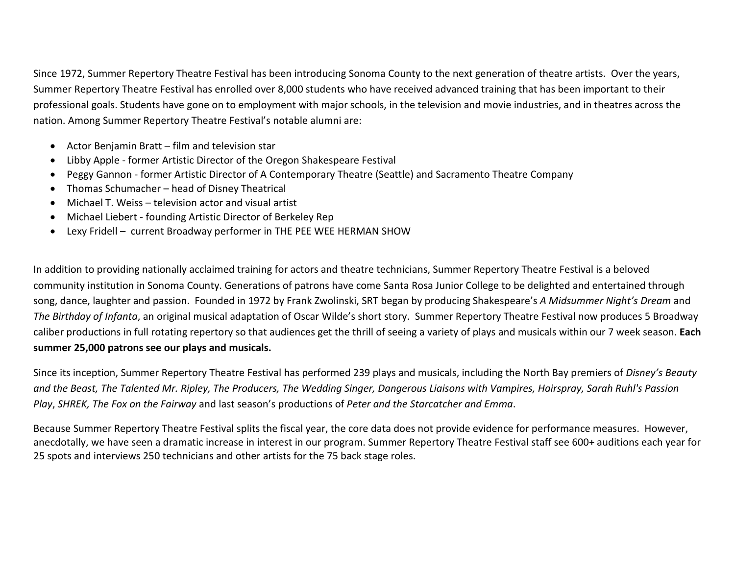Since 1972, Summer Repertory Theatre Festival has been introducing Sonoma County to the next generation of theatre artists. Over the years, Summer Repertory Theatre Festival has enrolled over 8,000 students who have received advanced training that has been important to their professional goals. Students have gone on to employment with major schools, in the television and movie industries, and in theatres across the nation. Among Summer Repertory Theatre Festival's notable alumni are:

- Actor Benjamin Bratt – film and television star
- Libby Apple - former Artistic Director of the Oregon Shakespeare Festival
- Peggy Gannon - former Artistic Director of A Contemporary Theatre (Seattle) and Sacramento Theatre Company
- Thomas Schumacher – head of Disney Theatrical
- Michael T. Weiss – television actor and visual artist
- Michael Liebert - founding Artistic Director of Berkeley Rep
- Lexy Fridell – current Broadway performer in THE PEE WEE HERMAN SHOW

In addition to providing nationally acclaimed training for actors and theatre technicians, Summer Repertory Theatre Festival is a beloved community institution in Sonoma County. Generations of patrons have come Santa Rosa Junior College to be delighted and entertained through song, dance, laughter and passion. Founded in 1972 by Frank Zwolinski, SRT began by producing Shakespeare's *A Midsummer Night's Dream* and *The Birthday of Infanta*, an original musical adaptation of Oscar Wilde's short story. Summer Repertory Theatre Festival now produces 5 Broadway caliber productions in full rotating repertory so that audiences get the thrill of seeing a variety of plays and musicals within our 7 week season. **Each summer 25,000 patrons see our plays and musicals.**

Since its inception, Summer Repertory Theatre Festival has performed 239 plays and musicals, including the North Bay premiers of *Disney's Beauty and the Beast, The Talented Mr. Ripley, The Producers, The Wedding Singer, Dangerous Liaisons with Vampires, Hairspray, Sarah Ruhl's Passion Play*, *SHREK, The Fox on the Fairway* and last season's productions of *Peter and the Starcatcher and Emma*.

Because Summer Repertory Theatre Festival splits the fiscal year, the core data does not provide evidence for performance measures. However, anecdotally, we have seen a dramatic increase in interest in our program. Summer Repertory Theatre Festival staff see 600+ auditions each year for 25 spots and interviews 250 technicians and other artists for the 75 back stage roles.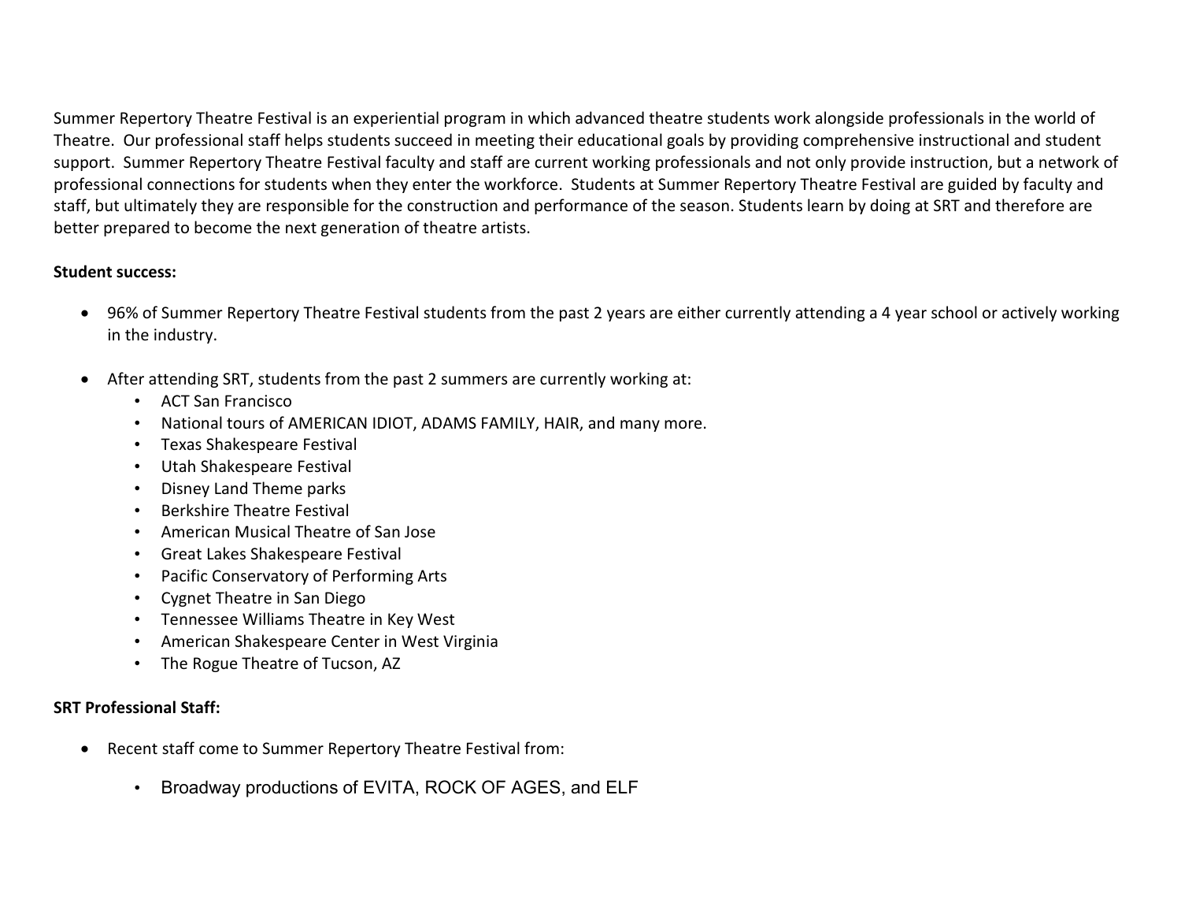Summer Repertory Theatre Festival is an experiential program in which advanced theatre students work alongside professionals in the world of Theatre. Our professional staff helps students succeed in meeting their educational goals by providing comprehensive instructional and student support. Summer Repertory Theatre Festival faculty and staff are current working professionals and not only provide instruction, but a network of professional connections for students when they enter the workforce. Students at Summer Repertory Theatre Festival are guided by faculty and staff, but ultimately they are responsible for the construction and performance of the season. Students learn by doing at SRT and therefore are better prepared to become the next generation of theatre artists.

**Student success:**

- 96% of Summer Repertory Theatre Festival students from the past 2 years are either currently attending a 4 year school or actively working in the industry.
- After attending SRT, students from the past 2 summers are currently working at:
  - ACT San Francisco
  - National tours of AMERICAN IDIOT, ADAMS FAMILY, HAIR, and many more.
  - Texas Shakespeare Festival
  - Utah Shakespeare Festival
  - Disney Land Theme parks
  - Berkshire Theatre Festival
  - American Musical Theatre of San Jose
  - Great Lakes Shakespeare Festival
  - Pacific Conservatory of Performing Arts
  - Cygnet Theatre in San Diego
  - Tennessee Williams Theatre in Key West
  - American Shakespeare Center in West Virginia
  - The Rogue Theatre of Tucson, AZ

**SRT Professional Staff:**

- Recent staff come to Summer Repertory Theatre Festival from:
  - Broadway productions of EVITA, ROCK OF AGES, and ELF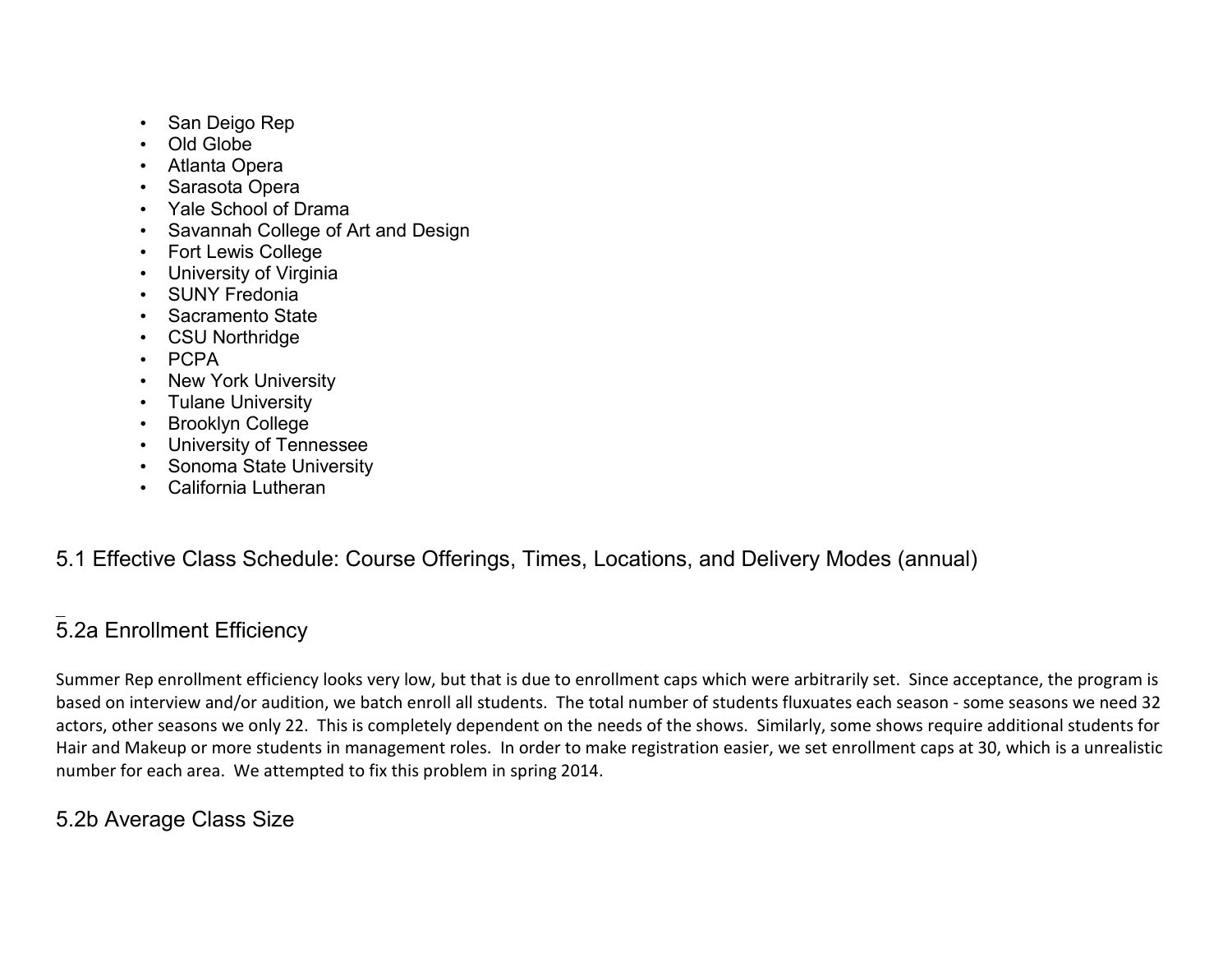- San Deigo Rep
- Old Globe
- Atlanta Opera
- Sarasota Opera
- Yale School of Drama
- Savannah College of Art and Design
- Fort Lewis College
- University of Virginia
- SUNY Fredonia
- Sacramento State
- CSU Northridge
- PCPA
- New York University
- Tulane University
- Brooklyn College
- University of Tennessee
- Sonoma State University
- California Lutheran

## 5.1 Effective Class Schedule: Course Offerings, Times, Locations, and Delivery Modes (annual)

## 5.2a Enrollment Efficiency

Summer Rep enrollment efficiency looks very low, but that is due to enrollment caps which were arbitrarily set. Since acceptance, the program is based on interview and/or audition, we batch enroll all students. The total number of students fluxuates each season - some seasons we need 32 actors, other seasons we only 22. This is completely dependent on the needs of the shows. Similarly, some shows require additional students for Hair and Makeup or more students in management roles. In order to make registration easier, we set enrollment caps at 30, which is a unrealistic number for each area. We attempted to fix this problem in spring 2014.

## 5.2b Average Class Size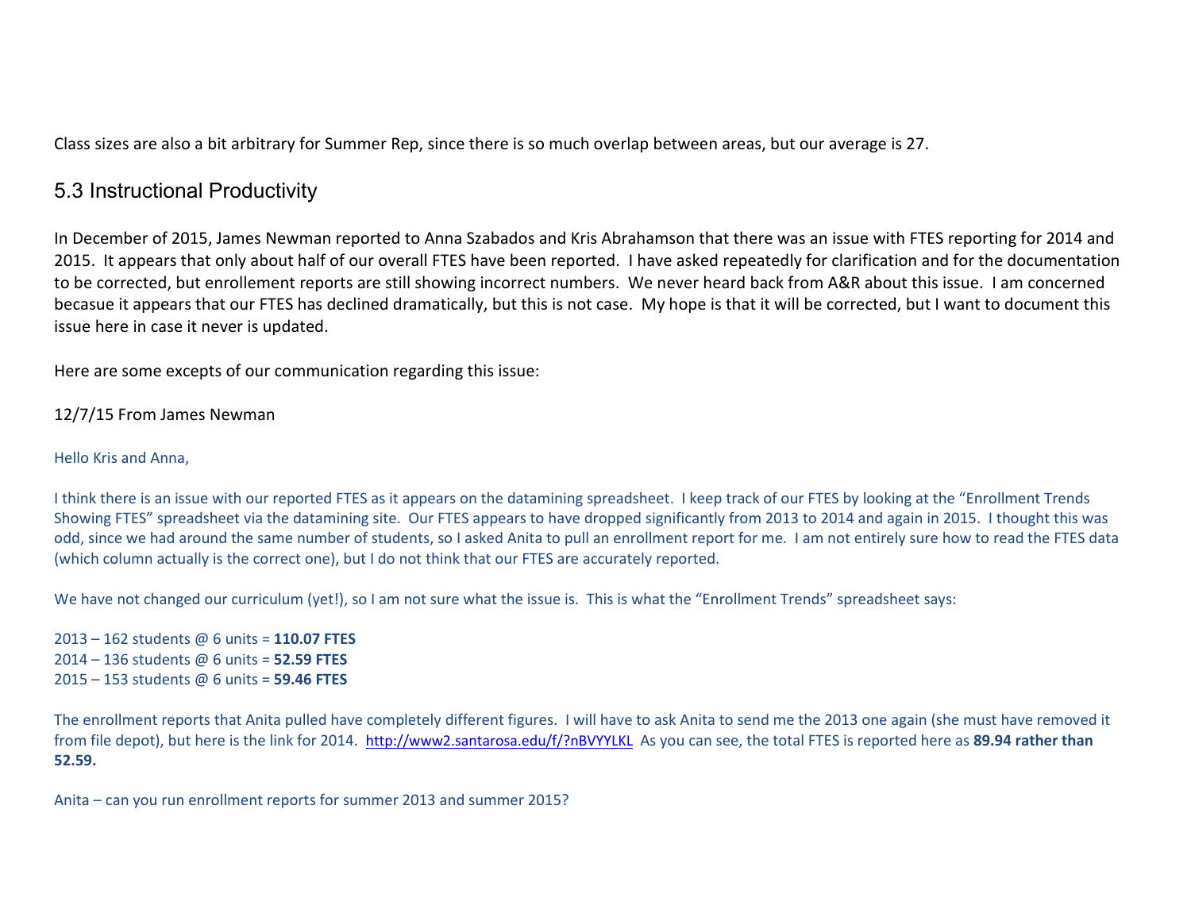Class sizes are also a bit arbitrary for Summer Rep, since there is so much overlap between areas, but our average is 27.

## 5.3 Instructional Productivity

In December of 2015, James Newman reported to Anna Szabados and Kris Abrahamson that there was an issue with FTES reporting for 2014 and 2015. It appears that only about half of our overall FTES have been reported. I have asked repeatedly for clarification and for the documentation to be corrected, but enrollement reports are still showing incorrect numbers. We never heard back from A&R about this issue. I am concerned becasue it appears that our FTES has declined dramatically, but this is not case. My hope is that it will be corrected, but I want to document this issue here in case it never is updated.

Here are some excepts of our communication regarding this issue:

12/7/15 From James Newman

Hello Kris and Anna,

I think there is an issue with our reported FTES as it appears on the datamining spreadsheet. I keep track of our FTES by looking at the "Enrollment Trends Showing FTES" spreadsheet via the datamining site. Our FTES appears to have dropped significantly from 2013 to 2014 and again in 2015. I thought this was odd, since we had around the same number of students, so I asked Anita to pull an enrollment report for me. I am not entirely sure how to read the FTES data (which column actually is the correct one), but I do not think that our FTES are accurately reported.

We have not changed our curriculum (yet!), so I am not sure what the issue is. This is what the "Enrollment Trends" spreadsheet says:

2013 – 162 students @ 6 units = **110.07 FTES**
2014 – 136 students @ 6 units = **52.59 FTES**
2015 – 153 students @ 6 units = **59.46 FTES**

The enrollment reports that Anita pulled have completely different figures. I will have to ask Anita to send me the 2013 one again (she must have removed it from file depot), but here is the link for 2014. http://www2.santarosa.edu/f/?nBVYYLKL As you can see, the total FTES is reported here as **89.94 rather than 52.59.**

Anita – can you run enrollment reports for summer 2013 and summer 2015?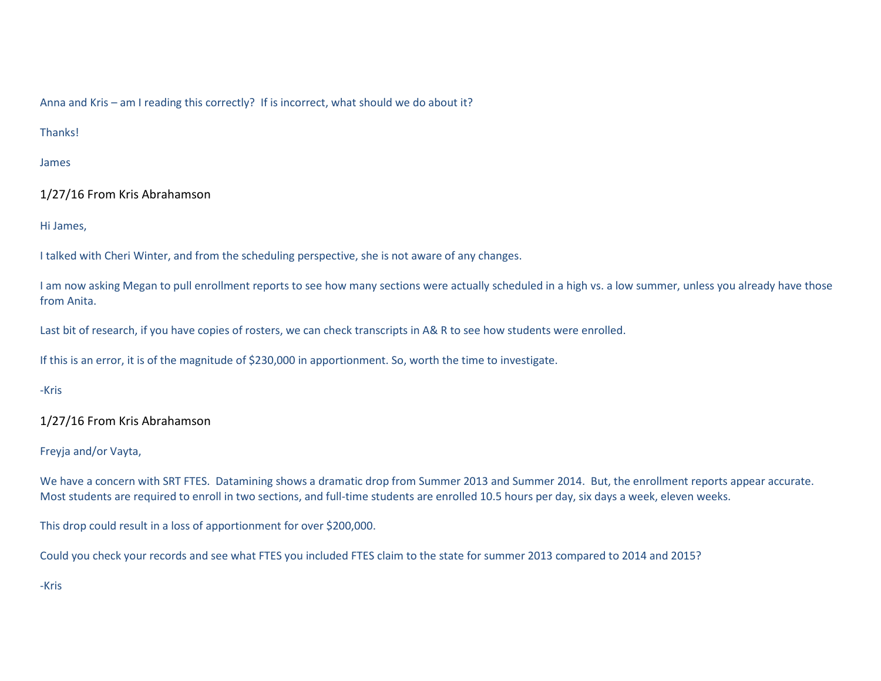Anna and Kris – am I reading this correctly? If is incorrect, what should we do about it?

Thanks!

James

### 1/27/16 From Kris Abrahamson

Hi James,

I talked with Cheri Winter, and from the scheduling perspective, she is not aware of any changes.

I am now asking Megan to pull enrollment reports to see how many sections were actually scheduled in a high vs. a low summer, unless you already have those from Anita.

Last bit of research, if you have copies of rosters, we can check transcripts in A& R to see how students were enrolled.

If this is an error, it is of the magnitude of $230,000 in apportionment. So, worth the time to investigate.

-Kris

### 1/27/16 From Kris Abrahamson

Freyja and/or Vayta,

We have a concern with SRT FTES. Datamining shows a dramatic drop from Summer 2013 and Summer 2014. But, the enrollment reports appear accurate. Most students are required to enroll in two sections, and full-time students are enrolled 10.5 hours per day, six days a week, eleven weeks.

This drop could result in a loss of apportionment for over $200,000.

Could you check your records and see what FTES you included FTES claim to the state for summer 2013 compared to 2014 and 2015?

-Kris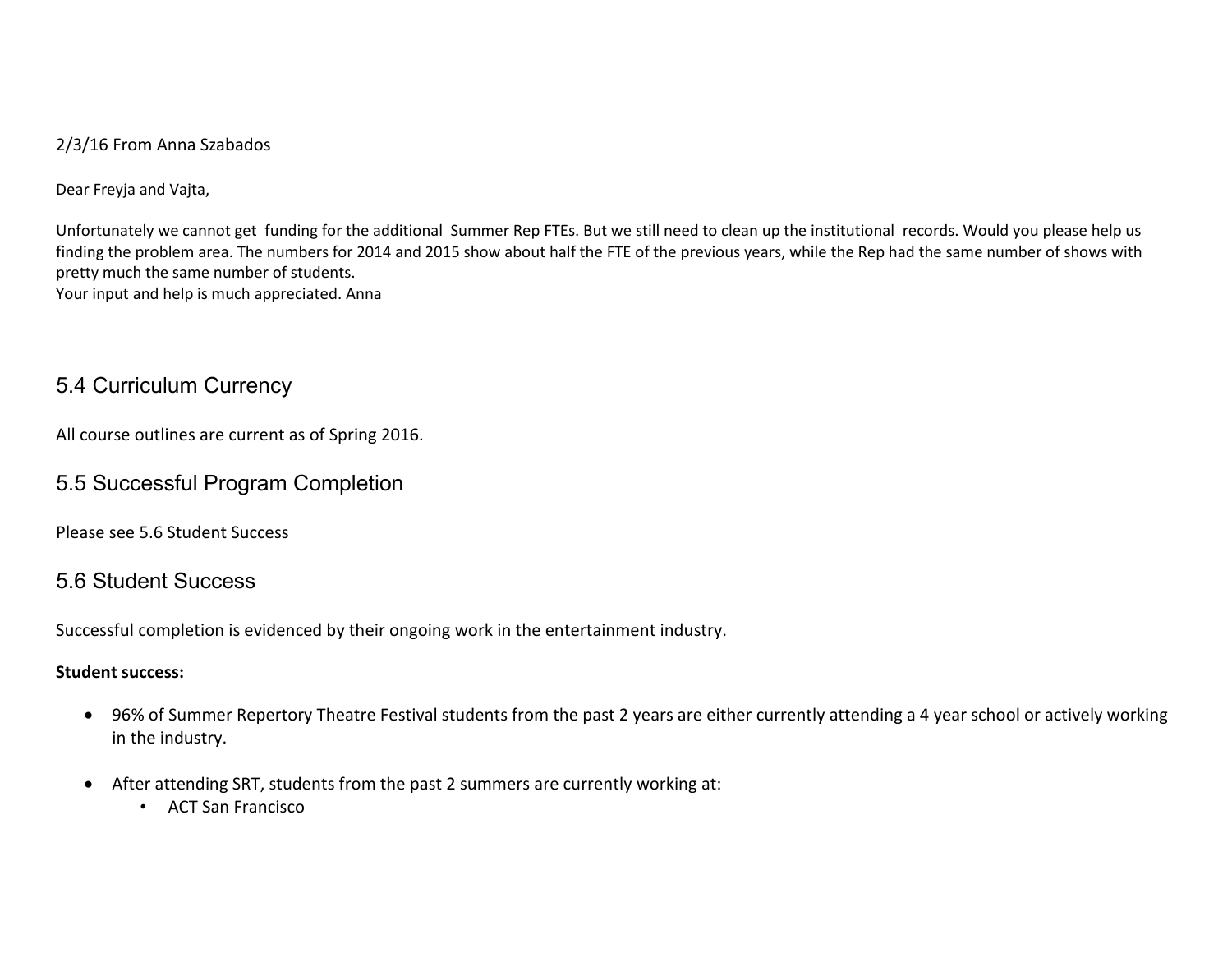2/3/16 From Anna Szabados

Dear Freyja and Vajta,

Unfortunately we cannot get funding for the additional Summer Rep FTEs. But we still need to clean up the institutional records. Would you please help us finding the problem area. The numbers for 2014 and 2015 show about half the FTE of the previous years, while the Rep had the same number of shows with pretty much the same number of students.
Your input and help is much appreciated. Anna

## 5.4 Curriculum Currency

All course outlines are current as of Spring 2016.

## 5.5 Successful Program Completion

Please see 5.6 Student Success

## 5.6 Student Success

Successful completion is evidenced by their ongoing work in the entertainment industry.

**Student success:**

- 96% of Summer Repertory Theatre Festival students from the past 2 years are either currently attending a 4 year school or actively working in the industry.
- After attending SRT, students from the past 2 summers are currently working at:
  - ACT San Francisco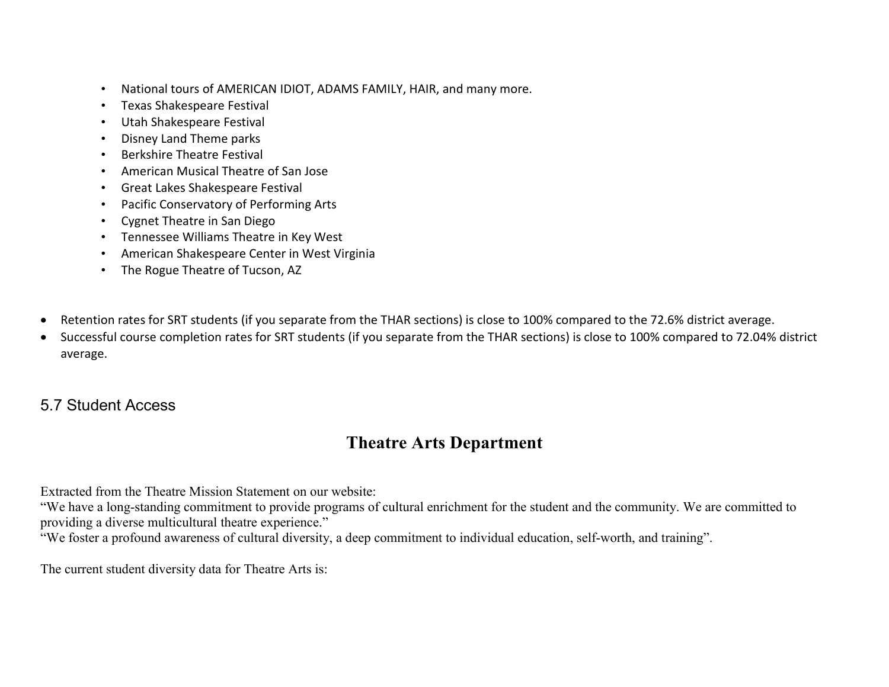- National tours of AMERICAN IDIOT, ADAMS FAMILY, HAIR, and many more.
- Texas Shakespeare Festival
- Utah Shakespeare Festival
- Disney Land Theme parks
- Berkshire Theatre Festival
- American Musical Theatre of San Jose
- Great Lakes Shakespeare Festival
- Pacific Conservatory of Performing Arts
- Cygnet Theatre in San Diego
- Tennessee Williams Theatre in Key West
- American Shakespeare Center in West Virginia
- The Rogue Theatre of Tucson, AZ

- Retention rates for SRT students (if you separate from the THAR sections) is close to 100% compared to the 72.6% district average.
- Successful course completion rates for SRT students (if you separate from the THAR sections) is close to 100% compared to 72.04% district average.

## 5.7 Student Access

# Theatre Arts Department

Extracted from the Theatre Mission Statement on our website:
"We have a long-standing commitment to provide programs of cultural enrichment for the student and the community. We are committed to providing a diverse multicultural theatre experience."
"We foster a profound awareness of cultural diversity, a deep commitment to individual education, self-worth, and training".

The current student diversity data for Theatre Arts is: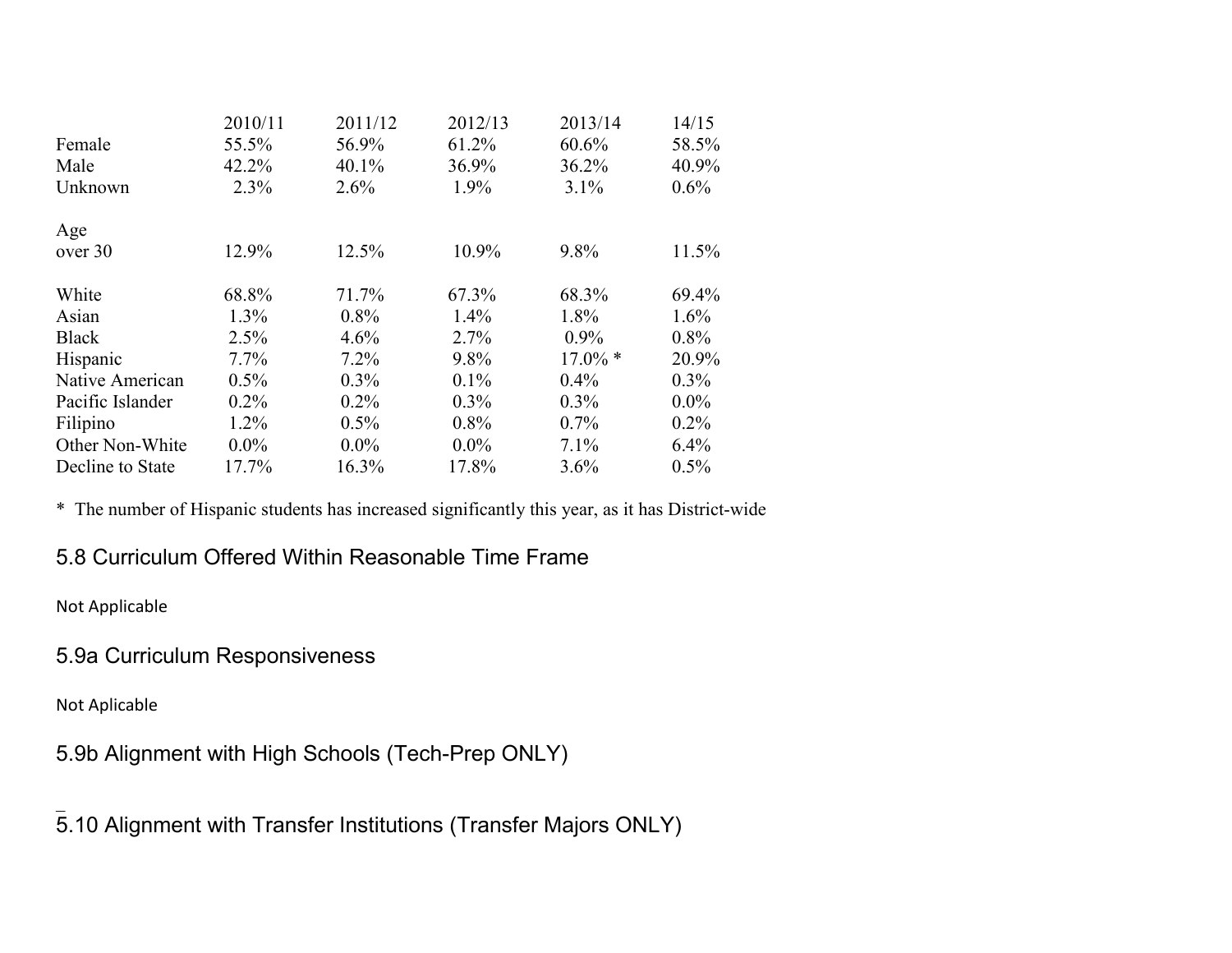| | 2010/11 | 2011/12 | 2012/13 | 2013/14 | 14/15 |
|---|---|---|---|---|---|
| Female | 55.5% | 56.9% | 61.2% | 60.6% | 58.5% |
| Male | 42.2% | 40.1% | 36.9% | 36.2% | 40.9% |
| Unknown | 2.3% | 2.6% | 1.9% | 3.1% | 0.6% |
| | | | | | |
| Age | | | | | |
| over 30 | 12.9% | 12.5% | 10.9% | 9.8% | 11.5% |
| | | | | | |
| White | 68.8% | 71.7% | 67.3% | 68.3% | 69.4% |
| Asian | 1.3% | 0.8% | 1.4% | 1.8% | 1.6% |
| Black | 2.5% | 4.6% | 2.7% | 0.9% | 0.8% |
| Hispanic | 7.7% | 7.2% | 9.8% | 17.0% * | 20.9% |
| Native American | 0.5% | 0.3% | 0.1% | 0.4% | 0.3% |
| Pacific Islander | 0.2% | 0.2% | 0.3% | 0.3% | 0.0% |
| Filipino | 1.2% | 0.5% | 0.8% | 0.7% | 0.2% |
| Other Non-White | 0.0% | 0.0% | 0.0% | 7.1% | 6.4% |
| Decline to State | 17.7% | 16.3% | 17.8% | 3.6% | 0.5% |

* The number of Hispanic students has increased significantly this year, as it has District-wide

## 5.8 Curriculum Offered Within Reasonable Time Frame

Not Applicable

## 5.9a Curriculum Responsiveness

Not Aplicable

## 5.9b Alignment with High Schools (Tech-Prep ONLY)

## 5.10 Alignment with Transfer Institutions (Transfer Majors ONLY)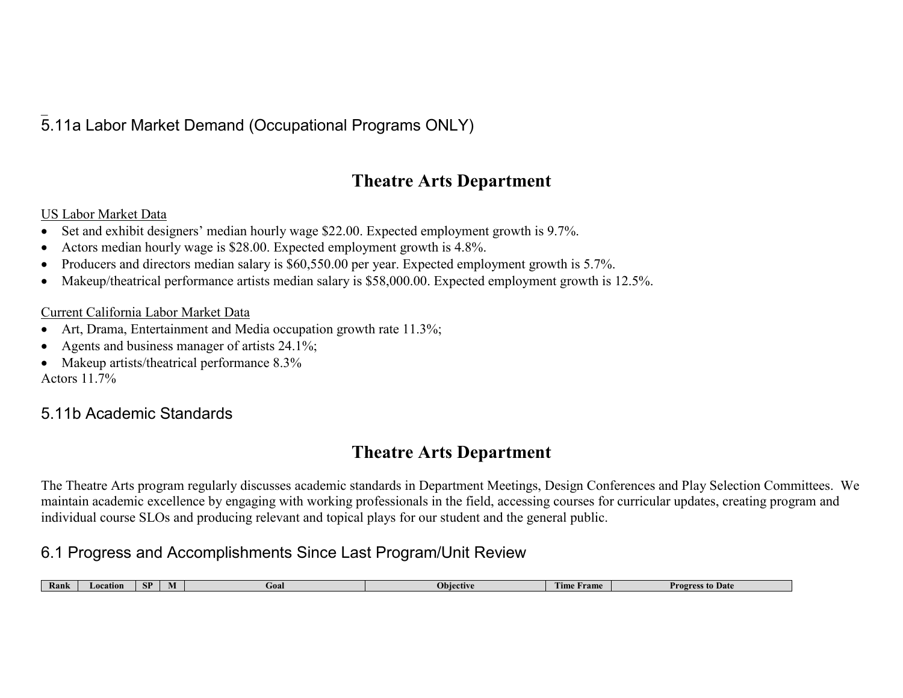## 5.11a Labor Market Demand (Occupational Programs ONLY)

# Theatre Arts Department

US Labor Market Data

- Set and exhibit designers' median hourly wage $22.00. Expected employment growth is 9.7%.
- Actors median hourly wage is $28.00. Expected employment growth is 4.8%.
- Producers and directors median salary is $60,550.00 per year. Expected employment growth is 5.7%.
- Makeup/theatrical performance artists median salary is $58,000.00. Expected employment growth is 12.5%.

Current California Labor Market Data

- Art, Drama, Entertainment and Media occupation growth rate 11.3%;
- Agents and business manager of artists 24.1%;
- Makeup artists/theatrical performance 8.3%

Actors 11.7%

## 5.11b Academic Standards

# Theatre Arts Department

The Theatre Arts program regularly discusses academic standards in Department Meetings, Design Conferences and Play Selection Committees. We maintain academic excellence by engaging with working professionals in the field, accessing courses for curricular updates, creating program and individual course SLOs and producing relevant and topical plays for our student and the general public.

## 6.1 Progress and Accomplishments Since Last Program/Unit Review

| Rank | Location | SP | M | Goal | Objective | Time Frame | Progress to Date |
|---|---|---|---|---|---|---|---|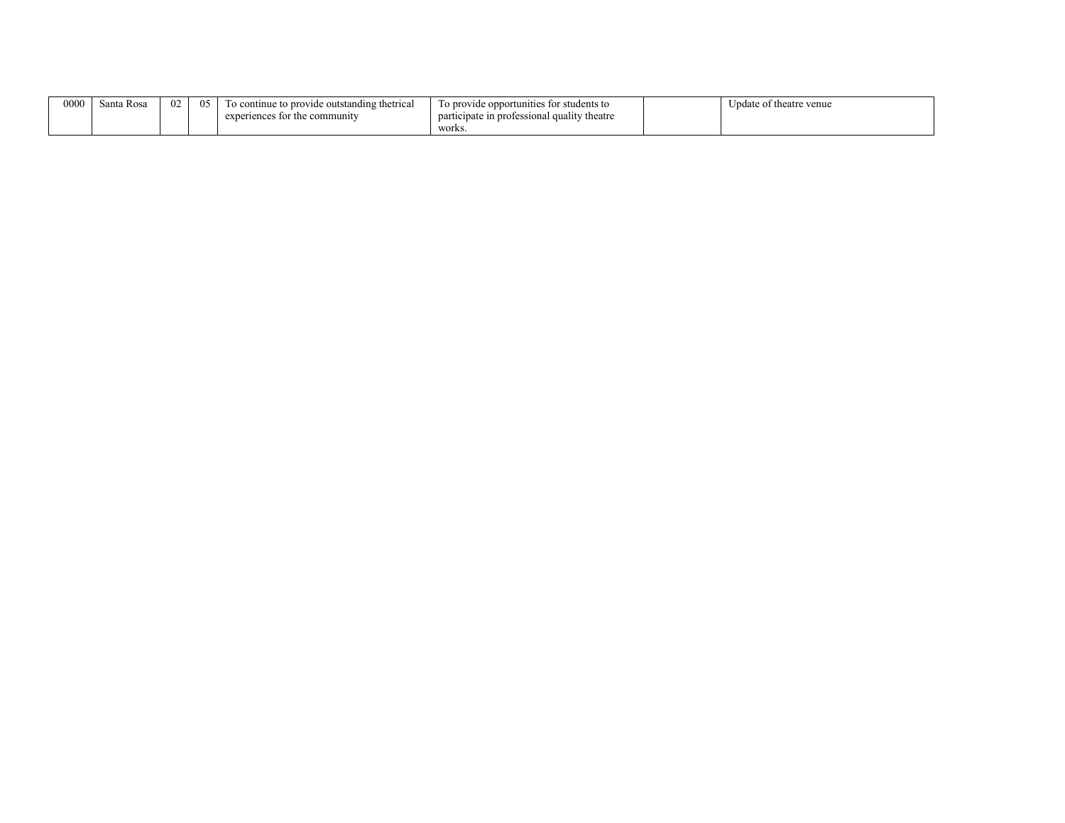| | | | | | | | |
|---|---|---|---|---|---|---|---|
| 0000 | Santa Rosa | 02 | 05 | To continue to provide outstanding thetrical experiences for the community | To provide opportunities for students to participate in professional quality theatre works. | | Update of theatre venue |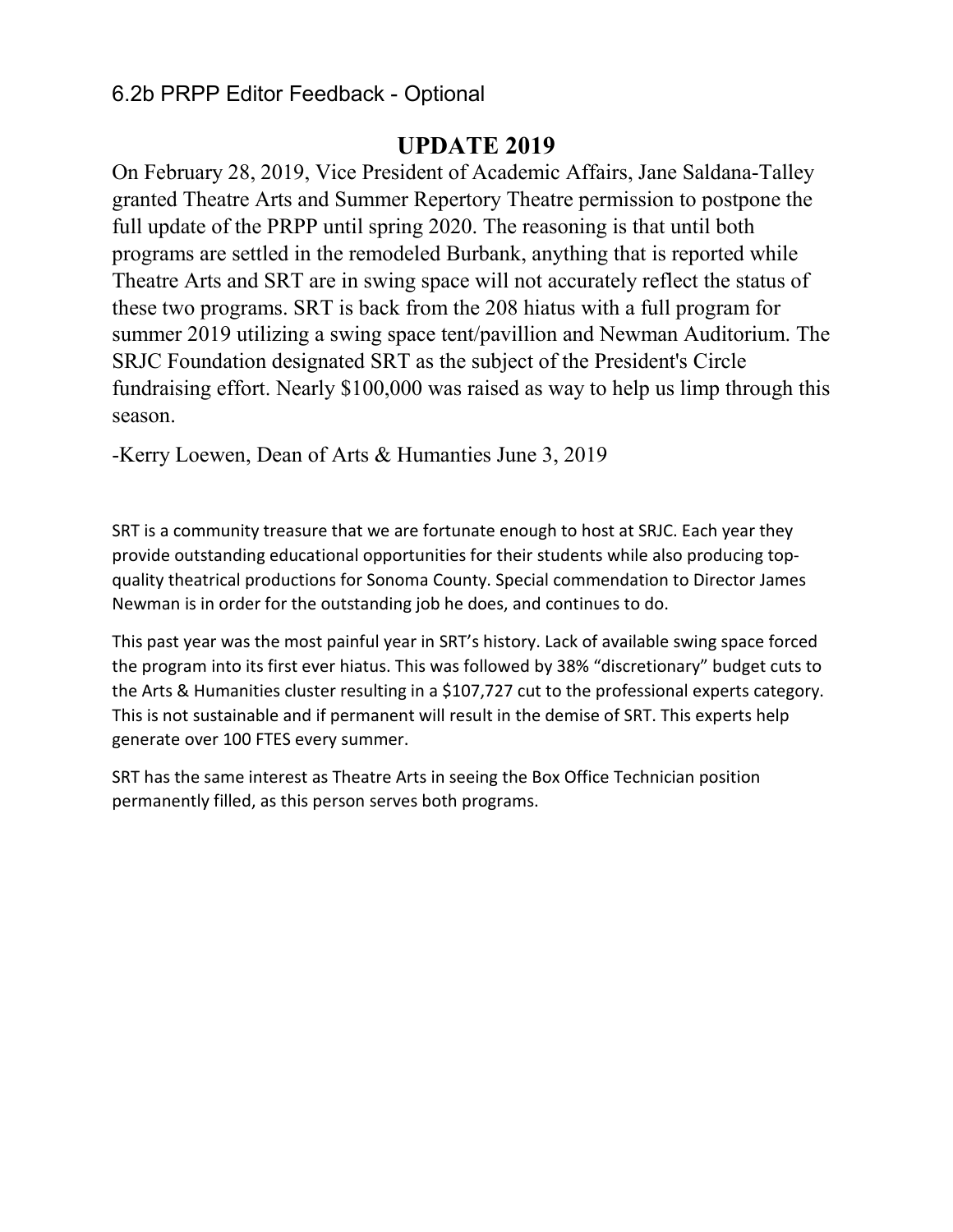6.2b PRPP Editor Feedback - Optional

# UPDATE 2019

On February 28, 2019, Vice President of Academic Affairs, Jane Saldana-Talley granted Theatre Arts and Summer Repertory Theatre permission to postpone the full update of the PRPP until spring 2020. The reasoning is that until both programs are settled in the remodeled Burbank, anything that is reported while Theatre Arts and SRT are in swing space will not accurately reflect the status of these two programs. SRT is back from the 208 hiatus with a full program for summer 2019 utilizing a swing space tent/pavillion and Newman Auditorium. The SRJC Foundation designated SRT as the subject of the President's Circle fundraising effort. Nearly $100,000 was raised as way to help us limp through this season.

-Kerry Loewen, Dean of Arts & Humanties June 3, 2019

SRT is a community treasure that we are fortunate enough to host at SRJC. Each year they provide outstanding educational opportunities for their students while also producing top-quality theatrical productions for Sonoma County. Special commendation to Director James Newman is in order for the outstanding job he does, and continues to do.

This past year was the most painful year in SRT's history. Lack of available swing space forced the program into its first ever hiatus. This was followed by 38% "discretionary" budget cuts to the Arts & Humanities cluster resulting in a $107,727 cut to the professional experts category. This is not sustainable and if permanent will result in the demise of SRT. This experts help generate over 100 FTES every summer.

SRT has the same interest as Theatre Arts in seeing the Box Office Technician position permanently filled, as this person serves both programs.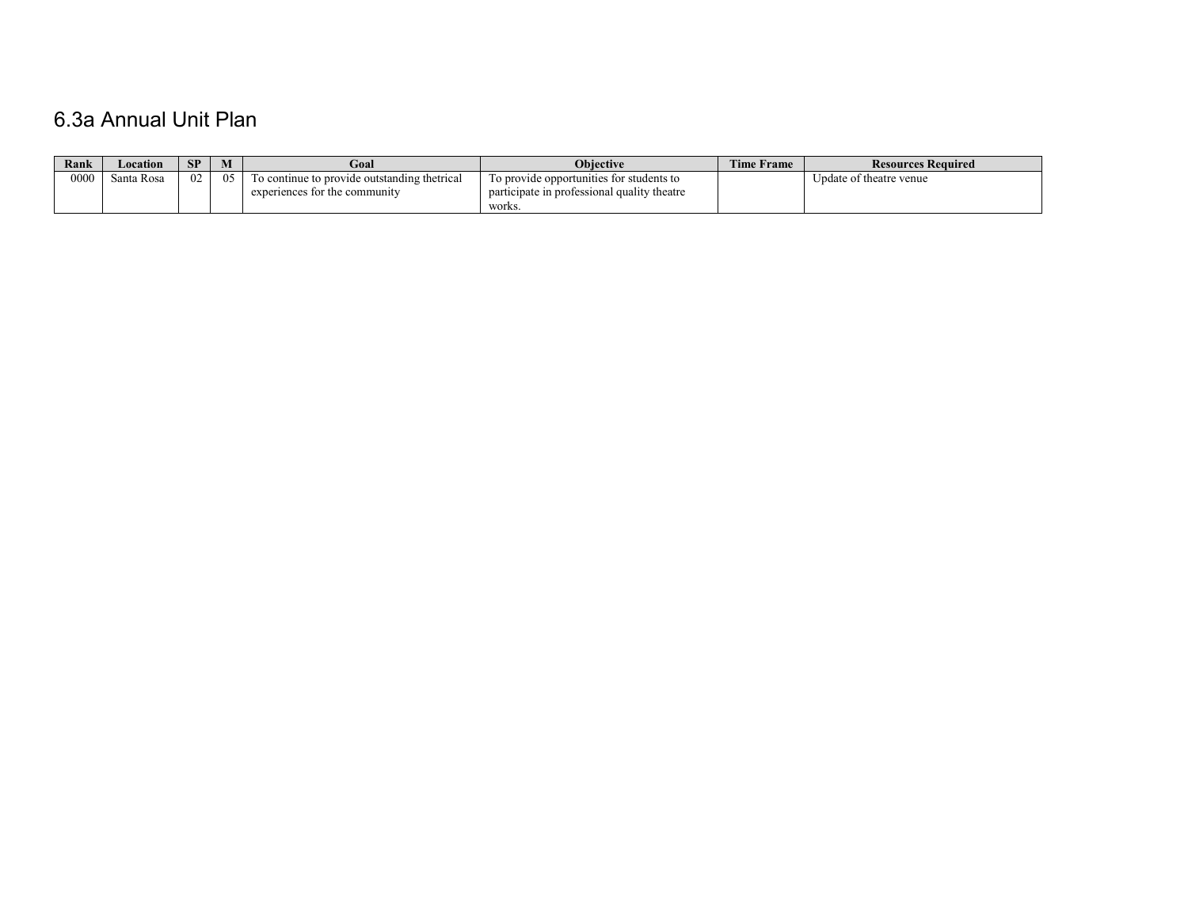# 6.3a Annual Unit Plan

| Rank | Location | SP | M | Goal | Objective | Time Frame | Resources Required |
|---|---|---|---|---|---|---|---|
| 0000 | Santa Rosa | 02 | 05 | To continue to provide outstanding thetrical experiences for the community | To provide opportunities for students to participate in professional quality theatre works. | | Update of theatre venue |